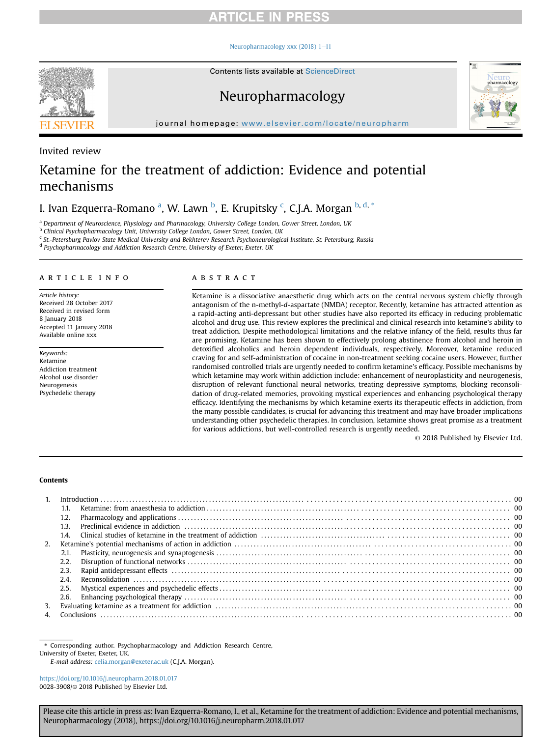Invited review

# Ketamine for the treatment of addiction: Evidence and potential mechanisms

I. Ivan Ezquerra-Romano [a], W. Lawn [b], E. Krupitsky [c], C.J.A. Morgan [b, d, *]

[a] Department of Neuroscience, Physiology and Pharmacology, University College London, Gower Street, London, UK
[b] Clinical Psychopharmacology Unit, University College London, Gower Street, London, UK
[c] St.-Petersburg Pavlov State Medical University and Bekhterev Research Psychoneurological Institute, St. Petersburg, Russia
[d] Psychopharmacology and Addiction Research Centre, University of Exeter, Exeter, UK

## ARTICLE INFO

*Article history:*
Received 28 October 2017
Received in revised form
8 January 2018
Accepted 11 January 2018
Available online xxx

*Keywords:*
Ketamine
Addiction treatment
Alcohol use disorder
Neurogenesis
Psychedelic therapy

## ABSTRACT

Ketamine is a dissociative anaesthetic drug which acts on the central nervous system chiefly through antagonism of the n-methyl-*d*-aspartate (NMDA) receptor. Recently, ketamine has attracted attention as a rapid-acting anti-depressant but other studies have also reported its efficacy in reducing problematic alcohol and drug use. This review explores the preclinical and clinical research into ketamine's ability to treat addiction. Despite methodological limitations and the relative infancy of the field, results thus far are promising. Ketamine has been shown to effectively prolong abstinence from alcohol and heroin in detoxified alcoholics and heroin dependent individuals, respectively. Moreover, ketamine reduced craving for and self-administration of cocaine in non-treatment seeking cocaine users. However, further randomised controlled trials are urgently needed to confirm ketamine's efficacy. Possible mechanisms by which ketamine may work within addiction include: enhancement of neuroplasticity and neurogenesis, disruption of relevant functional neural networks, treating depressive symptoms, blocking reconsolidation of drug-related memories, provoking mystical experiences and enhancing psychological therapy efficacy. Identifying the mechanisms by which ketamine exerts its therapeutic effects in addiction, from the many possible candidates, is crucial for advancing this treatment and may have broader implications understanding other psychedelic therapies. In conclusion, ketamine shows great promise as a treatment for various addictions, but well-controlled research is urgently needed.

© 2018 Published by Elsevier Ltd.

## Contents

1. Introduction . . . 00
   1.1. Ketamine: from anaesthesia to addiction . . . 00
   1.2. Pharmacology and applications . . . 00
   1.3. Preclinical evidence in addiction . . . 00
   1.4. Clinical studies of ketamine in the treatment of addiction . . . 00
2. Ketamine's potential mechanisms of action in addiction . . . 00
   2.1. Plasticity, neurogenesis and synaptogenesis . . . 00
   2.2. Disruption of functional networks . . . 00
   2.3. Rapid antidepressant effects . . . 00
   2.4. Reconsolidation . . . 00
   2.5. Mystical experiences and psychedelic effects . . . 00
   2.6. Enhancing psychological therapy . . . 00
3. Evaluating ketamine as a treatment for addiction . . . 00
4. Conclusions . . . 00

\* Corresponding author. Psychopharmacology and Addiction Research Centre, University of Exeter, Exeter, UK.
*E-mail address:* celia.morgan@exeter.ac.uk (C.J.A. Morgan).

https://doi.org/10.1016/j.neuropharm.2018.01.017
0028-3908/© 2018 Published by Elsevier Ltd.

Please cite this article in press as: Ivan Ezquerra-Romano, I., et al., Ketamine for the treatment of addiction: Evidence and potential mechanisms, Neuropharmacology (2018), https://doi.org/10.1016/j.neuropharm.2018.01.017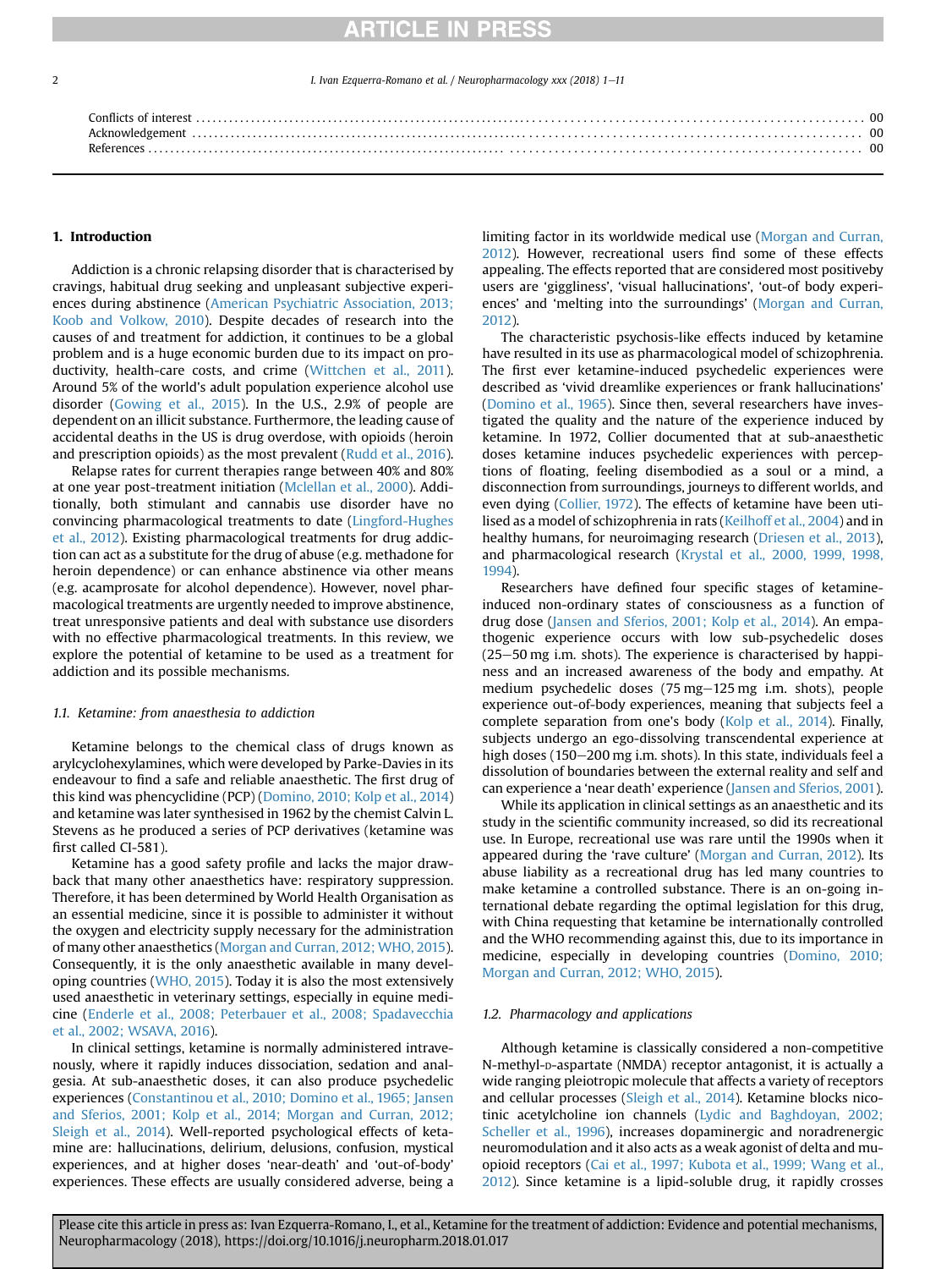Conflicts of interest ........ 00
Acknowledgement ........ 00
References ........ 00

## 1. Introduction

Addiction is a chronic relapsing disorder that is characterised by cravings, habitual drug seeking and unpleasant subjective experiences during abstinence (American Psychiatric Association, 2013; Koob and Volkow, 2010). Despite decades of research into the causes of and treatment for addiction, it continues to be a global problem and is a huge economic burden due to its impact on productivity, health-care costs, and crime (Wittchen et al., 2011). Around 5% of the world's adult population experience alcohol use disorder (Gowing et al., 2015). In the U.S., 2.9% of people are dependent on an illicit substance. Furthermore, the leading cause of accidental deaths in the US is drug overdose, with opioids (heroin and prescription opioids) as the most prevalent (Rudd et al., 2016).

Relapse rates for current therapies range between 40% and 80% at one year post-treatment initiation (Mclellan et al., 2000). Additionally, both stimulant and cannabis use disorder have no convincing pharmacological treatments to date (Lingford-Hughes et al., 2012). Existing pharmacological treatments for drug addiction can act as a substitute for the drug of abuse (e.g. methadone for heroin dependence) or can enhance abstinence via other means (e.g. acamprosate for alcohol dependence). However, novel pharmacological treatments are urgently needed to improve abstinence, treat unresponsive patients and deal with substance use disorders with no effective pharmacological treatments. In this review, we explore the potential of ketamine to be used as a treatment for addiction and its possible mechanisms.

### 1.1. Ketamine: from anaesthesia to addiction

Ketamine belongs to the chemical class of drugs known as arylcyclohexylamines, which were developed by Parke-Davies in its endeavour to find a safe and reliable anaesthetic. The first drug of this kind was phencyclidine (PCP) (Domino, 2010; Kolp et al., 2014) and ketamine was later synthesised in 1962 by the chemist Calvin L. Stevens as he produced a series of PCP derivatives (ketamine was first called CI-581).

Ketamine has a good safety profile and lacks the major drawback that many other anaesthetics have: respiratory suppression. Therefore, it has been determined by World Health Organisation as an essential medicine, since it is possible to administer it without the oxygen and electricity supply necessary for the administration of many other anaesthetics (Morgan and Curran, 2012; WHO, 2015). Consequently, it is the only anaesthetic available in many developing countries (WHO, 2015). Today it is also the most extensively used anaesthetic in veterinary settings, especially in equine medicine (Enderle et al., 2008; Peterbauer et al., 2008; Spadavecchia et al., 2002; WSAVA, 2016).

In clinical settings, ketamine is normally administered intravenously, where it rapidly induces dissociation, sedation and analgesia. At sub-anaesthetic doses, it can also produce psychedelic experiences (Constantinou et al., 2010; Domino et al., 1965; Jansen and Sferios, 2001; Kolp et al., 2014; Morgan and Curran, 2012; Sleigh et al., 2014). Well-reported psychological effects of ketamine are: hallucinations, delirium, delusions, confusion, mystical experiences, and at higher doses 'near-death' and 'out-of-body' experiences. These effects are usually considered adverse, being a limiting factor in its worldwide medical use (Morgan and Curran, 2012). However, recreational users find some of these effects appealing. The effects reported that are considered most positiveby users are 'giggliness', 'visual hallucinations', 'out-of body experiences' and 'melting into the surroundings' (Morgan and Curran, 2012).

The characteristic psychosis-like effects induced by ketamine have resulted in its use as pharmacological model of schizophrenia. The first ever ketamine-induced psychedelic experiences were described as 'vivid dreamlike experiences or frank hallucinations' (Domino et al., 1965). Since then, several researchers have investigated the quality and the nature of the experience induced by ketamine. In 1972, Collier documented that at sub-anaesthetic doses ketamine induces psychedelic experiences with perceptions of floating, feeling disembodied as a soul or a mind, a disconnection from surroundings, journeys to different worlds, and even dying (Collier, 1972). The effects of ketamine have been utilised as a model of schizophrenia in rats (Keilhoff et al., 2004) and in healthy humans, for neuroimaging research (Driesen et al., 2013), and pharmacological research (Krystal et al., 2000, 1999, 1998, 1994).

Researchers have defined four specific stages of ketamine-induced non-ordinary states of consciousness as a function of drug dose (Jansen and Sferios, 2001; Kolp et al., 2014). An empathogenic experience occurs with low sub-psychedelic doses (25–50 mg i.m. shots). The experience is characterised by happiness and an increased awareness of the body and empathy. At medium psychedelic doses (75 mg–125 mg i.m. shots), people experience out-of-body experiences, meaning that subjects feel a complete separation from one's body (Kolp et al., 2014). Finally, subjects undergo an ego-dissolving transcendental experience at high doses (150–200 mg i.m. shots). In this state, individuals feel a dissolution of boundaries between the external reality and self and can experience a 'near death' experience (Jansen and Sferios, 2001).

While its application in clinical settings as an anaesthetic and its study in the scientific community increased, so did its recreational use. In Europe, recreational use was rare until the 1990s when it appeared during the 'rave culture' (Morgan and Curran, 2012). Its abuse liability as a recreational drug has led many countries to make ketamine a controlled substance. There is an on-going international debate regarding the optimal legislation for this drug, with China requesting that ketamine be internationally controlled and the WHO recommending against this, due to its importance in medicine, especially in developing countries (Domino, 2010; Morgan and Curran, 2012; WHO, 2015).

### 1.2. Pharmacology and applications

Although ketamine is classically considered a non-competitive N-methyl-D-aspartate (NMDA) receptor antagonist, it is actually a wide ranging pleiotropic molecule that affects a variety of receptors and cellular processes (Sleigh et al., 2014). Ketamine blocks nicotinic acetylcholine ion channels (Lydic and Baghdoyan, 2002; Scheller et al., 1996), increases dopaminergic and noradrenergic neuromodulation and it also acts as a weak agonist of delta and mu-opioid receptors (Cai et al., 1997; Kubota et al., 1999; Wang et al., 2012). Since ketamine is a lipid-soluble drug, it rapidly crosses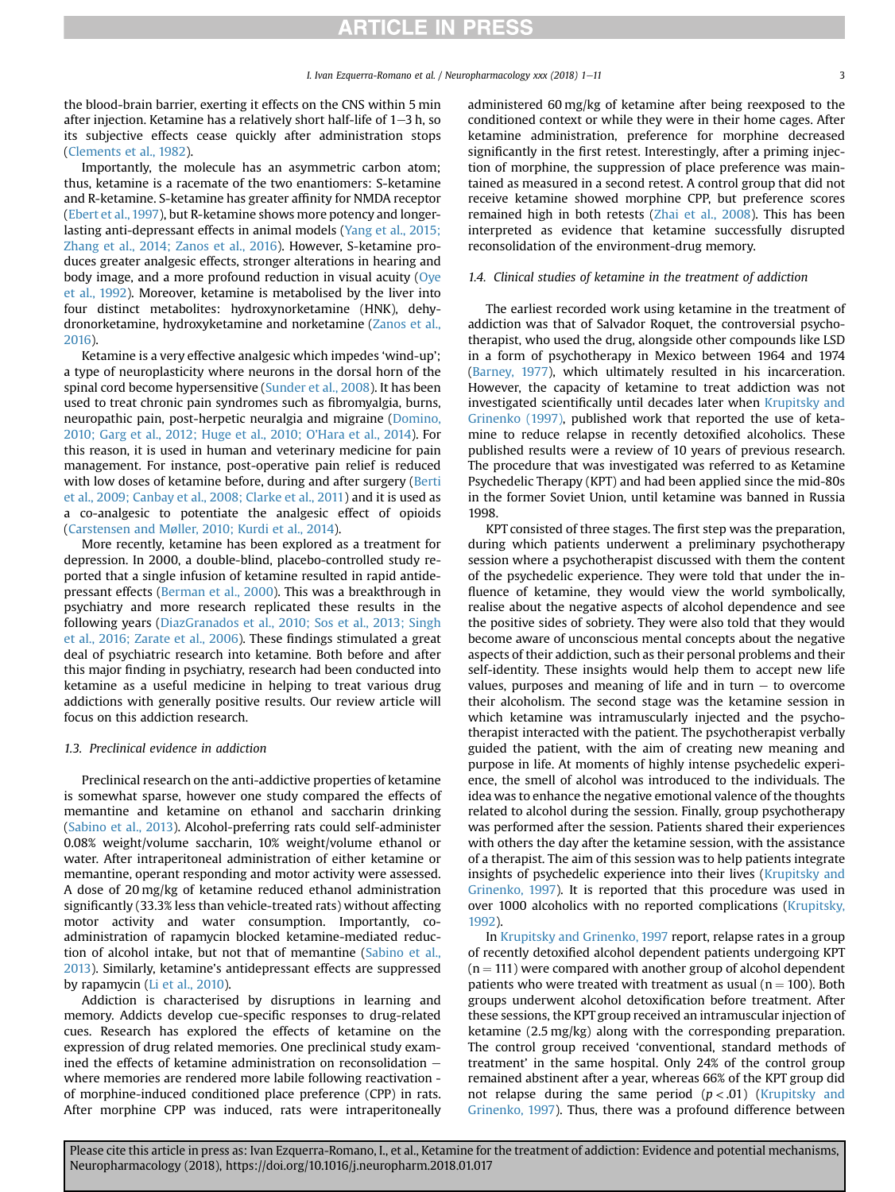the blood-brain barrier, exerting it effects on the CNS within 5 min after injection. Ketamine has a relatively short half-life of 1–3 h, so its subjective effects cease quickly after administration stops (Clements et al., 1982).

Importantly, the molecule has an asymmetric carbon atom; thus, ketamine is a racemate of the two enantiomers: S-ketamine and R-ketamine. S-ketamine has greater affinity for NMDA receptor (Ebert et al., 1997), but R-ketamine shows more potency and longer-lasting anti-depressant effects in animal models (Yang et al., 2015; Zhang et al., 2014; Zanos et al., 2016). However, S-ketamine produces greater analgesic effects, stronger alterations in hearing and body image, and a more profound reduction in visual acuity (Oye et al., 1992). Moreover, ketamine is metabolised by the liver into four distinct metabolites: hydroxynorketamine (HNK), dehydronorketamine, hydroxyketamine and norketamine (Zanos et al., 2016).

Ketamine is a very effective analgesic which impedes 'wind-up'; a type of neuroplasticity where neurons in the dorsal horn of the spinal cord become hypersensitive (Sunder et al., 2008). It has been used to treat chronic pain syndromes such as fibromyalgia, burns, neuropathic pain, post-herpetic neuralgia and migraine (Domino, 2010; Garg et al., 2012; Huge et al., 2010; O'Hara et al., 2014). For this reason, it is used in human and veterinary medicine for pain management. For instance, post-operative pain relief is reduced with low doses of ketamine before, during and after surgery (Berti et al., 2009; Canbay et al., 2008; Clarke et al., 2011) and it is used as a co-analgesic to potentiate the analgesic effect of opioids (Carstensen and Møller, 2010; Kurdi et al., 2014).

More recently, ketamine has been explored as a treatment for depression. In 2000, a double-blind, placebo-controlled study reported that a single infusion of ketamine resulted in rapid antidepressant effects (Berman et al., 2000). This was a breakthrough in psychiatry and more research replicated these results in the following years (DiazGranados et al., 2010; Sos et al., 2013; Singh et al., 2016; Zarate et al., 2006). These findings stimulated a great deal of psychiatric research into ketamine. Both before and after this major finding in psychiatry, research had been conducted into ketamine as a useful medicine in helping to treat various drug addictions with generally positive results. Our review article will focus on this addiction research.

### 1.3. Preclinical evidence in addiction

Preclinical research on the anti-addictive properties of ketamine is somewhat sparse, however one study compared the effects of memantine and ketamine on ethanol and saccharin drinking (Sabino et al., 2013). Alcohol-preferring rats could self-administer 0.08% weight/volume saccharin, 10% weight/volume ethanol or water. After intraperitoneal administration of either ketamine or memantine, operant responding and motor activity were assessed. A dose of 20 mg/kg of ketamine reduced ethanol administration significantly (33.3% less than vehicle-treated rats) without affecting motor activity and water consumption. Importantly, co-administration of rapamycin blocked ketamine-mediated reduction of alcohol intake, but not that of memantine (Sabino et al., 2013). Similarly, ketamine's antidepressant effects are suppressed by rapamycin (Li et al., 2010).

Addiction is characterised by disruptions in learning and memory. Addicts develop cue-specific responses to drug-related cues. Research has explored the effects of ketamine on the expression of drug related memories. One preclinical study examined the effects of ketamine administration on reconsolidation – where memories are rendered more labile following reactivation - of morphine-induced conditioned place preference (CPP) in rats. After morphine CPP was induced, rats were intraperitoneally administered 60 mg/kg of ketamine after being reexposed to the conditioned context or while they were in their home cages. After ketamine administration, preference for morphine decreased significantly in the first retest. Interestingly, after a priming injection of morphine, the suppression of place preference was maintained as measured in a second retest. A control group that did not receive ketamine showed morphine CPP, but preference scores remained high in both retests (Zhai et al., 2008). This has been interpreted as evidence that ketamine successfully disrupted reconsolidation of the environment-drug memory.

### 1.4. Clinical studies of ketamine in the treatment of addiction

The earliest recorded work using ketamine in the treatment of addiction was that of Salvador Roquet, the controversial psychotherapist, who used the drug, alongside other compounds like LSD in a form of psychotherapy in Mexico between 1964 and 1974 (Barney, 1977), which ultimately resulted in his incarceration. However, the capacity of ketamine to treat addiction was not investigated scientifically until decades later when Krupitsky and Grinenko (1997), published work that reported the use of ketamine to reduce relapse in recently detoxified alcoholics. These published results were a review of 10 years of previous research. The procedure that was investigated was referred to as Ketamine Psychedelic Therapy (KPT) and had been applied since the mid-80s in the former Soviet Union, until ketamine was banned in Russia 1998.

KPT consisted of three stages. The first step was the preparation, during which patients underwent a preliminary psychotherapy session where a psychotherapist discussed with them the content of the psychedelic experience. They were told that under the influence of ketamine, they would view the world symbolically, realise about the negative aspects of alcohol dependence and see the positive sides of sobriety. They were also told that they would become aware of unconscious mental concepts about the negative aspects of their addiction, such as their personal problems and their self-identity. These insights would help them to accept new life values, purposes and meaning of life and in turn – to overcome their alcoholism. The second stage was the ketamine session in which ketamine was intramuscularly injected and the psychotherapist interacted with the patient. The psychotherapist verbally guided the patient, with the aim of creating new meaning and purpose in life. At moments of highly intense psychedelic experience, the smell of alcohol was introduced to the individuals. The idea was to enhance the negative emotional valence of the thoughts related to alcohol during the session. Finally, group psychotherapy was performed after the session. Patients shared their experiences with others the day after the ketamine session, with the assistance of a therapist. The aim of this session was to help patients integrate insights of psychedelic experience into their lives (Krupitsky and Grinenko, 1997). It is reported that this procedure was used in over 1000 alcoholics with no reported complications (Krupitsky, 1992).

In Krupitsky and Grinenko, 1997 report, relapse rates in a group of recently detoxified alcohol dependent patients undergoing KPT ($n = 111$) were compared with another group of alcohol dependent patients who were treated with treatment as usual ($n = 100$). Both groups underwent alcohol detoxification before treatment. After these sessions, the KPT group received an intramuscular injection of ketamine (2.5 mg/kg) along with the corresponding preparation. The control group received 'conventional, standard methods of treatment' in the same hospital. Only 24% of the control group remained abstinent after a year, whereas 66% of the KPT group did not relapse during the same period ($p < .01$) (Krupitsky and Grinenko, 1997). Thus, there was a profound difference between

Please cite this article in press as: Ivan Ezquerra-Romano, I., et al., Ketamine for the treatment of addiction: Evidence and potential mechanisms, Neuropharmacology (2018), https://doi.org/10.1016/j.neuropharm.2018.01.017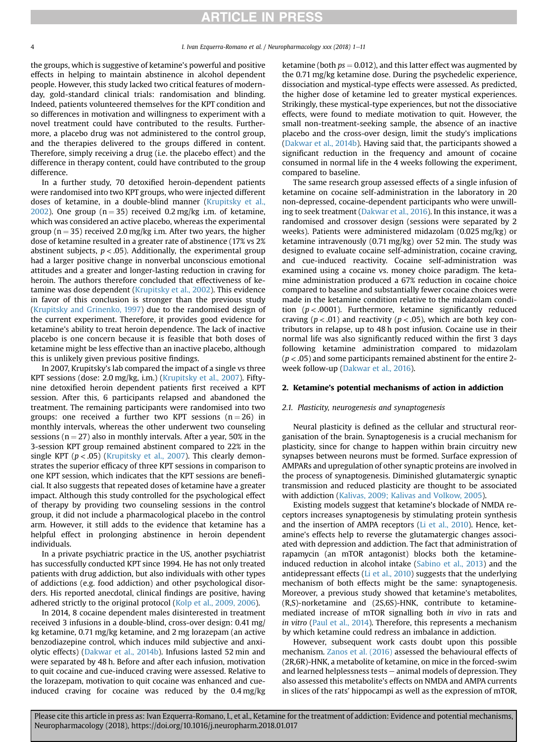the groups, which is suggestive of ketamine's powerful and positive effects in helping to maintain abstinence in alcohol dependent people. However, this study lacked two critical features of modern-day, gold-standard clinical trials: randomisation and blinding. Indeed, patients volunteered themselves for the KPT condition and so differences in motivation and willingness to experiment with a novel treatment could have contributed to the results. Furthermore, a placebo drug was not administered to the control group, and the therapies delivered to the groups differed in content. Therefore, simply receiving a drug (i.e. the placebo effect) and the difference in therapy content, could have contributed to the group difference.

In a further study, 70 detoxified heroin-dependent patients were randomised into two KPT groups, who were injected different doses of ketamine, in a double-blind manner (Krupitsky et al., 2002). One group (n = 35) received 0.2 mg/kg i.m. of ketamine, which was considered an active placebo, whereas the experimental group (n = 35) received 2.0 mg/kg i.m. After two years, the higher dose of ketamine resulted in a greater rate of abstinence (17% vs 2% abstinent subjects, $p < .05$). Additionally, the experimental group had a larger positive change in nonverbal unconscious emotional attitudes and a greater and longer-lasting reduction in craving for heroin. The authors therefore concluded that effectiveness of ketamine was dose dependent (Krupitsky et al., 2002). This evidence in favor of this conclusion is stronger than the previous study (Krupitsky and Grinenko, 1997) due to the randomised design of the current experiment. Therefore, it provides good evidence for ketamine's ability to treat heroin dependence. The lack of inactive placebo is one concern because it is feasible that both doses of ketamine might be less effective than an inactive placebo, although this is unlikely given previous positive findings.

In 2007, Krupitsky's lab compared the impact of a single vs three KPT sessions (dose: 2.0 mg/kg, i.m.) (Krupitsky et al., 2007). Fifty-nine detoxified heroin dependent patients first received a KPT session. After this, 6 participants relapsed and abandoned the treatment. The remaining participants were randomised into two groups: one received a further two KPT sessions (n = 26) in monthly intervals, whereas the other underwent two counseling sessions (n = 27) also in monthly intervals. After a year, 50% in the 3-session KPT group remained abstinent compared to 22% in the single KPT ($p < .05$) (Krupitsky et al., 2007). This clearly demonstrates the superior efficacy of three KPT sessions in comparison to one KPT session, which indicates that the KPT sessions are beneficial. It also suggests that repeated doses of ketamine have a greater impact. Although this study controlled for the psychological effect of therapy by providing two counseling sessions in the control group, it did not include a pharmacological placebo in the control arm. However, it still adds to the evidence that ketamine has a helpful effect in prolonging abstinence in heroin dependent individuals.

In a private psychiatric practice in the US, another psychiatrist has successfully conducted KPT since 1994. He has not only treated patients with drug addiction, but also individuals with other types of addictions (e.g. food addiction) and other psychological disorders. His reported anecdotal, clinical findings are positive, having adhered strictly to the original protocol (Kolp et al., 2009, 2006).

In 2014, 8 cocaine dependent males disinterested in treatment received 3 infusions in a double-blind, cross-over design: 0.41 mg/kg ketamine, 0.71 mg/kg ketamine, and 2 mg lorazepam (an active benzodiazepine control, which induces mild subjective and anxiolytic effects) (Dakwar et al., 2014b). Infusions lasted 52 min and were separated by 48 h. Before and after each infusion, motivation to quit cocaine and cue-induced craving were assessed. Relative to the lorazepam, motivation to quit cocaine was enhanced and cue-induced craving for cocaine was reduced by the 0.4 mg/kg ketamine (both $ps = 0.012$), and this latter effect was augmented by the 0.71 mg/kg ketamine dose. During the psychedelic experience, dissociation and mystical-type effects were assessed. As predicted, the higher dose of ketamine led to greater mystical experiences. Strikingly, these mystical-type experiences, but not the dissociative effects, were found to mediate motivation to quit. However, the small non-treatment-seeking sample, the absence of an inactive placebo and the cross-over design, limit the study's implications (Dakwar et al., 2014b). Having said that, the participants showed a significant reduction in the frequency and amount of cocaine consumed in normal life in the 4 weeks following the experiment, compared to baseline.

The same research group assessed effects of a single infusion of ketamine on cocaine self-administration in the laboratory in 20 non-depressed, cocaine-dependent participants who were unwilling to seek treatment (Dakwar et al., 2016). In this instance, it was a randomised and crossover design (sessions were separated by 2 weeks). Patients were administered midazolam (0.025 mg/kg) or ketamine intravenously (0.71 mg/kg) over 52 min. The study was designed to evaluate cocaine self-administration, cocaine craving, and cue-induced reactivity. Cocaine self-administration was examined using a cocaine vs. money choice paradigm. The ketamine administration produced a 67% reduction in cocaine choice compared to baseline and substantially fewer cocaine choices were made in the ketamine condition relative to the midazolam condition ($p < .0001$). Furthermore, ketamine significantly reduced craving ($p < .01$) and reactivity ($p < .05$), which are both key contributors in relapse, up to 48 h post infusion. Cocaine use in their normal life was also significantly reduced within the first 3 days following ketamine administration compared to midazolam ($p < .05$) and some participants remained abstinent for the entire 2-week follow-up (Dakwar et al., 2016).

## 2. Ketamine's potential mechanisms of action in addiction

### 2.1. Plasticity, neurogenesis and synaptogenesis

Neural plasticity is defined as the cellular and structural reorganisation of the brain. Synaptogenesis is a crucial mechanism for plasticity, since for change to happen within brain circuitry new synapses between neurons must be formed. Surface expression of AMPARs and upregulation of other synaptic proteins are involved in the process of synaptogenesis. Diminished glutamatergic synaptic transmission and reduced plasticity are thought to be associated with addiction (Kalivas, 2009; Kalivas and Volkow, 2005).

Existing models suggest that ketamine's blockade of NMDA receptors increases synaptogenesis by stimulating protein synthesis and the insertion of AMPA receptors (Li et al., 2010). Hence, ketamine's effects help to reverse the glutamatergic changes associated with depression and addiction. The fact that administration of rapamycin (an mTOR antagonist) blocks both the ketamine-induced reduction in alcohol intake (Sabino et al., 2013) and the antidepressant effects (Li et al., 2010) suggests that the underlying mechanism of both effects might be the same: synaptogenesis. Moreover, a previous study showed that ketamine's metabolites, (R,S)-norketamine and (2S,6S)-HNK, contribute to ketamine-mediated increase of mTOR signalling both *in vivo* in rats and *in vitro* (Paul et al., 2014). Therefore, this represents a mechanism by which ketamine could redress an imbalance in addiction.

However, subsequent work casts doubt upon this possible mechanism. Zanos et al. (2016) assessed the behavioural effects of (2R,6R)-HNK, a metabolite of ketamine, on mice in the forced-swim and learned helplessness tests – animal models of depression. They also assessed this metabolite's effects on NMDA and AMPA currents in slices of the rats' hippocampi as well as the expression of mTOR,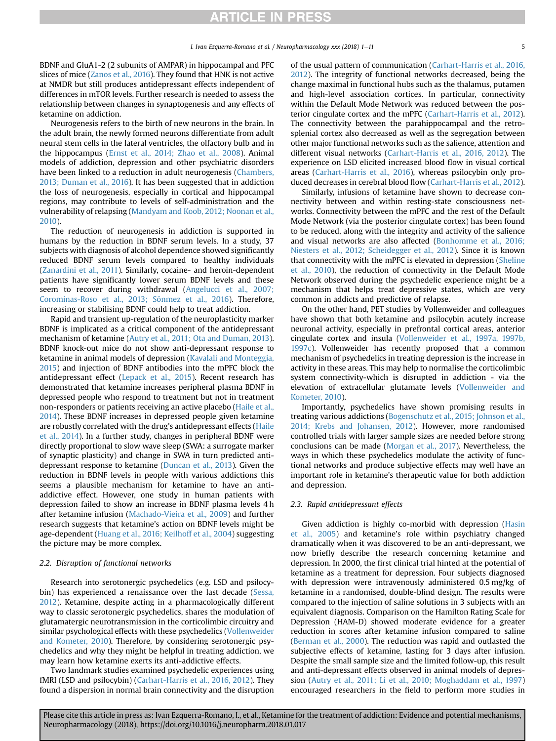BDNF and GluA1-2 (2 subunits of AMPAR) in hippocampal and PFC slices of mice (Zanos et al., 2016). They found that HNK is not active at NMDR but still produces antidepressant effects independent of differences in mTOR levels. Further research is needed to assess the relationship between changes in synaptogenesis and any effects of ketamine on addiction.

Neurogenesis refers to the birth of new neurons in the brain. In the adult brain, the newly formed neurons differentiate from adult neural stem cells in the lateral ventricles, the olfactory bulb and in the hippocampus (Ernst et al., 2014; Zhao et al., 2008). Animal models of addiction, depression and other psychiatric disorders have been linked to a reduction in adult neurogenesis (Chambers, 2013; Duman et al., 2016). It has been suggested that in addiction the loss of neurogenesis, especially in cortical and hippocampal regions, may contribute to levels of self-administration and the vulnerability of relapsing (Mandyam and Koob, 2012; Noonan et al., 2010).

The reduction of neurogenesis in addiction is supported in humans by the reduction in BDNF serum levels. In a study, 37 subjects with diagnosis of alcohol dependence showed significantly reduced BDNF serum levels compared to healthy individuals (Zanardini et al., 2011). Similarly, cocaine- and heroin-dependent patients have significantly lower serum BDNF levels and these seem to recover during withdrawal (Angelucci et al., 2007; Corominas-Roso et al., 2013; Sönmez et al., 2016). Therefore, increasing or stabilising BDNF could help to treat addiction.

Rapid and transient up-regulation of the neuroplasticity marker BDNF is implicated as a critical component of the antidepressant mechanism of ketamine (Autry et al., 2011; Ota and Duman, 2013). BDNF knock-out mice do not show anti-depressant response to ketamine in animal models of depression (Kavalali and Monteggia, 2015) and injection of BDNF antibodies into the mPFC block the antidepressant effect (Lepack et al., 2015). Recent research has demonstrated that ketamine increases peripheral plasma BDNF in depressed people who respond to treatment but not in treatment non-responders or patients receiving an active placebo (Haile et al., 2014). These BDNF increases in depressed people given ketamine are robustly correlated with the drug's antidepressant effects (Haile et al., 2014). In a further study, changes in peripheral BDNF were directly proportional to slow wave sleep (SWA: a surrogate marker of synaptic plasticity) and change in SWA in turn predicted anti-depressant response to ketamine (Duncan et al., 2013). Given the reduction in BDNF levels in people with various addictions this seems a plausible mechanism for ketamine to have an anti-addictive effect. However, one study in human patients with depression failed to show an increase in BDNF plasma levels 4 h after ketamine infusion (Machado-Vieira et al., 2009) and further research suggests that ketamine's action on BDNF levels might be age-dependent (Huang et al., 2016; Keilhoff et al., 2004) suggesting the picture may be more complex.

### 2.2. Disruption of functional networks

Research into serotonergic psychedelics (e.g. LSD and psilocybin) has experienced a renaissance over the last decade (Sessa, 2012). Ketamine, despite acting in a pharmacologically different way to classic serotonergic psychedelics, shares the modulation of glutamatergic neurotransmission in the corticolimbic circuitry and similar psychological effects with these psychedelics (Vollenweider and Kometer, 2010). Therefore, by considering serotonergic psychedelics and why they might be helpful in treating addiction, we may learn how ketamine exerts its anti-addictive effects.

Two landmark studies examined psychedelic experiences using fMRI (LSD and psilocybin) (Carhart-Harris et al., 2016, 2012). They found a dispersion in normal brain connectivity and the disruption of the usual pattern of communication (Carhart-Harris et al., 2016, 2012). The integrity of functional networks decreased, being the change maximal in functional hubs such as the thalamus, putamen and high-level association cortices. In particular, connectivity within the Default Mode Network was reduced between the posterior cingulate cortex and the mPFC (Carhart-Harris et al., 2012). The connectivity between the parahippocampal and the retrosplenial cortex also decreased as well as the segregation between other major functional networks such as the salience, attention and different visual networks (Carhart-Harris et al., 2016, 2012). The experience on LSD elicited increased blood flow in visual cortical areas (Carhart-Harris et al., 2016), whereas psilocybin only produced decreases in cerebral blood flow (Carhart-Harris et al., 2012).

Similarly, infusions of ketamine have shown to decrease connectivity between and within resting-state consciousness networks. Connectivity between the mPFC and the rest of the Default Mode Network (via the posterior cingulate cortex) has been found to be reduced, along with the integrity and activity of the salience and visual networks are also affected (Bonhomme et al., 2016; Niesters et al., 2012; Scheidegger et al., 2012). Since it is known that connectivity with the mPFC is elevated in depression (Sheline et al., 2010), the reduction of connectivity in the Default Mode Network observed during the psychedelic experience might be a mechanism that helps treat depressive states, which are very common in addicts and predictive of relapse.

On the other hand, PET studies by Vollenweider and colleagues have shown that both ketamine and psilocybin acutely increase neuronal activity, especially in prefrontal cortical areas, anterior cingulate cortex and insula (Vollenweider et al., 1997a, 1997b, 1997c). Vollenweider has recently proposed that a common mechanism of psychedelics in treating depression is the increase in activity in these areas. This may help to normalise the corticolimbic system connectivity-which is disrupted in addiction - via the elevation of extracellular glutamate levels (Vollenweider and Kometer, 2010).

Importantly, psychedelics have shown promising results in treating various addictions (Bogenschutz et al., 2015; Johnson et al., 2014; Krebs and Johansen, 2012). However, more randomised controlled trials with larger sample sizes are needed before strong conclusions can be made (Morgan et al., 2017). Nevertheless, the ways in which these psychedelics modulate the activity of functional networks and produce subjective effects may well have an important role in ketamine's therapeutic value for both addiction and depression.

### 2.3. Rapid antidepressant effects

Given addiction is highly co-morbid with depression (Hasin et al., 2005) and ketamine's role within psychiatry changed dramatically when it was discovered to be an anti-depressant, we now briefly describe the research concerning ketamine and depression. In 2000, the first clinical trial hinted at the potential of ketamine as a treatment for depression. Four subjects diagnosed with depression were intravenously administered 0.5 mg/kg of ketamine in a randomised, double-blind design. The results were compared to the injection of saline solutions in 3 subjects with an equivalent diagnosis. Comparison on the Hamilton Rating Scale for Depression (HAM-D) showed moderate evidence for a greater reduction in scores after ketamine infusion compared to saline (Berman et al., 2000). The reduction was rapid and outlasted the subjective effects of ketamine, lasting for 3 days after infusion. Despite the small sample size and the limited follow-up, this result and anti-depressant effects observed in animal models of depression (Autry et al., 2011; Li et al., 2010; Moghaddam et al., 1997) encouraged researchers in the field to perform more studies in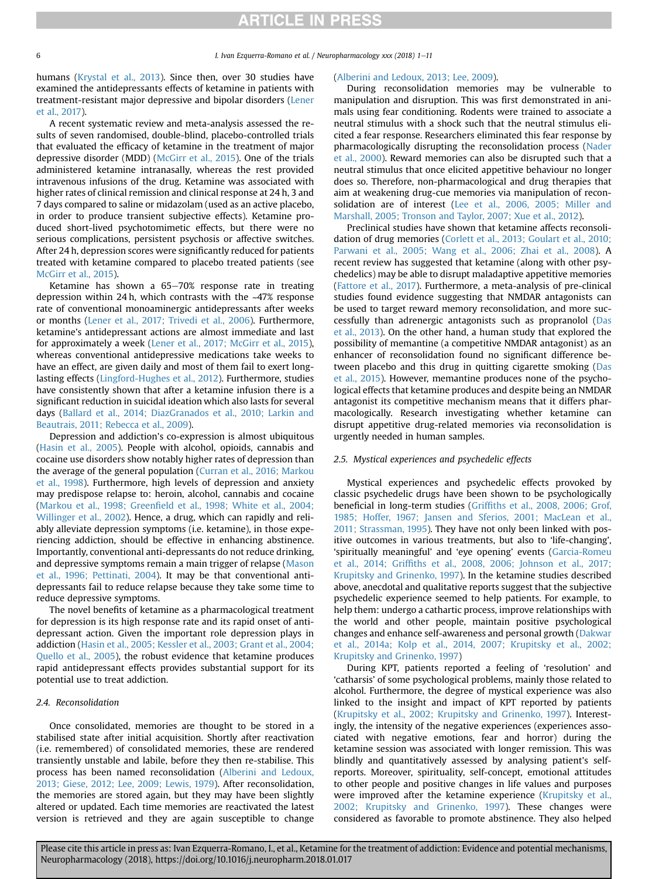humans (Krystal et al., 2013). Since then, over 30 studies have examined the antidepressants effects of ketamine in patients with treatment-resistant major depressive and bipolar disorders (Lener et al., 2017).

A recent systematic review and meta-analysis assessed the results of seven randomised, double-blind, placebo-controlled trials that evaluated the efficacy of ketamine in the treatment of major depressive disorder (MDD) (McGirr et al., 2015). One of the trials administered ketamine intranasally, whereas the rest provided intravenous infusions of the drug. Ketamine was associated with higher rates of clinical remission and clinical response at 24 h, 3 and 7 days compared to saline or midazolam (used as an active placebo, in order to produce transient subjective effects). Ketamine produced short-lived psychotomimetic effects, but there were no serious complications, persistent psychosis or affective switches. After 24 h, depression scores were significantly reduced for patients treated with ketamine compared to placebo treated patients (see McGirr et al., 2015).

Ketamine has shown a 65–70% response rate in treating depression within 24 h, which contrasts with the ~47% response rate of conventional monoaminergic antidepressants after weeks or months (Lener et al., 2017; Trivedi et al., 2006). Furthermore, ketamine's antidepressant actions are almost immediate and last for approximately a week (Lener et al., 2017; McGirr et al., 2015), whereas conventional antidepressive medications take weeks to have an effect, are given daily and most of them fail to exert long-lasting effects (Lingford-Hughes et al., 2012). Furthermore, studies have consistently shown that after a ketamine infusion there is a significant reduction in suicidal ideation which also lasts for several days (Ballard et al., 2014; DiazGranados et al., 2010; Larkin and Beautrais, 2011; Rebecca et al., 2009).

Depression and addiction's co-expression is almost ubiquitous (Hasin et al., 2005). People with alcohol, opioids, cannabis and cocaine use disorders show notably higher rates of depression than the average of the general population (Curran et al., 2016; Markou et al., 1998). Furthermore, high levels of depression and anxiety may predispose relapse to: heroin, alcohol, cannabis and cocaine (Markou et al., 1998; Greenfield et al., 1998; White et al., 2004; Willinger et al., 2002). Hence, a drug, which can rapidly and reliably alleviate depression symptoms (i.e. ketamine), in those experiencing addiction, should be effective in enhancing abstinence. Importantly, conventional anti-depressants do not reduce drinking, and depressive symptoms remain a main trigger of relapse (Mason et al., 1996; Pettinati, 2004). It may be that conventional anti-depressants fail to reduce relapse because they take some time to reduce depressive symptoms.

The novel benefits of ketamine as a pharmacological treatment for depression is its high response rate and its rapid onset of antidepressant action. Given the important role depression plays in addiction (Hasin et al., 2005; Kessler et al., 2003; Grant et al., 2004; Quello et al., 2005), the robust evidence that ketamine produces rapid antidepressant effects provides substantial support for its potential use to treat addiction.

### 2.4. Reconsolidation

Once consolidated, memories are thought to be stored in a stabilised state after initial acquisition. Shortly after reactivation (i.e. remembered) of consolidated memories, these are rendered transiently unstable and labile, before they then re-stabilise. This process has been named reconsolidation (Alberini and Ledoux, 2013; Giese, 2012; Lee, 2009; Lewis, 1979). After reconsolidation, the memories are stored again, but they may have been slightly altered or updated. Each time memories are reactivated the latest version is retrieved and they are again susceptible to change (Alberini and Ledoux, 2013; Lee, 2009).

During reconsolidation memories may be vulnerable to manipulation and disruption. This was first demonstrated in animals using fear conditioning. Rodents were trained to associate a neutral stimulus with a shock such that the neutral stimulus elicited a fear response. Researchers eliminated this fear response by pharmacologically disrupting the reconsolidation process (Nader et al., 2000). Reward memories can also be disrupted such that a neutral stimulus that once elicited appetitive behaviour no longer does so. Therefore, non-pharmacological and drug therapies that aim at weakening drug-cue memories via manipulation of reconsolidation are of interest (Lee et al., 2006, 2005; Miller and Marshall, 2005; Tronson and Taylor, 2007; Xue et al., 2012).

Preclinical studies have shown that ketamine affects reconsolidation of drug memories (Corlett et al., 2013; Goulart et al., 2010; Parwani et al., 2005; Wang et al., 2006; Zhai et al., 2008). A recent review has suggested that ketamine (along with other psychedelics) may be able to disrupt maladaptive appetitive memories (Fattore et al., 2017). Furthermore, a meta-analysis of pre-clinical studies found evidence suggesting that NMDAR antagonists can be used to target reward memory reconsolidation, and more successfully than adrenergic antagonists such as propranolol (Das et al., 2013). On the other hand, a human study that explored the possibility of memantine (a competitive NMDAR antagonist) as an enhancer of reconsolidation found no significant difference between placebo and this drug in quitting cigarette smoking (Das et al., 2015). However, memantine produces none of the psychological effects that ketamine produces and despite being an NMDAR antagonist its competitive mechanism means that it differs pharmacologically. Research investigating whether ketamine can disrupt appetitive drug-related memories via reconsolidation is urgently needed in human samples.

### 2.5. Mystical experiences and psychedelic effects

Mystical experiences and psychedelic effects provoked by classic psychedelic drugs have been shown to be psychologically beneficial in long-term studies (Griffiths et al., 2008, 2006; Grof, 1985; Hoffer, 1967; Jansen and Sferios, 2001; MacLean et al., 2011; Strassman, 1995). They have not only been linked with positive outcomes in various treatments, but also to 'life-changing', 'spiritually meaningful' and 'eye opening' events (Garcia-Romeu et al., 2014; Griffiths et al., 2008, 2006; Johnson et al., 2017; Krupitsky and Grinenko, 1997). In the ketamine studies described above, anecdotal and qualitative reports suggest that the subjective psychedelic experience seemed to help patients. For example, to help them: undergo a cathartic process, improve relationships with the world and other people, maintain positive psychological changes and enhance self-awareness and personal growth (Dakwar et al., 2014a; Kolp et al., 2014, 2007; Krupitsky et al., 2002; Krupitsky and Grinenko, 1997)

During KPT, patients reported a feeling of 'resolution' and 'catharsis' of some psychological problems, mainly those related to alcohol. Furthermore, the degree of mystical experience was also linked to the insight and impact of KPT reported by patients (Krupitsky et al., 2002; Krupitsky and Grinenko, 1997). Interestingly, the intensity of the negative experiences (experiences associated with negative emotions, fear and horror) during the ketamine session was associated with longer remission. This was blindly and quantitatively assessed by analysing patient's self-reports. Moreover, spirituality, self-concept, emotional attitudes to other people and positive changes in life values and purposes were improved after the ketamine experience (Krupitsky et al., 2002; Krupitsky and Grinenko, 1997). These changes were considered as favorable to promote abstinence. They also helped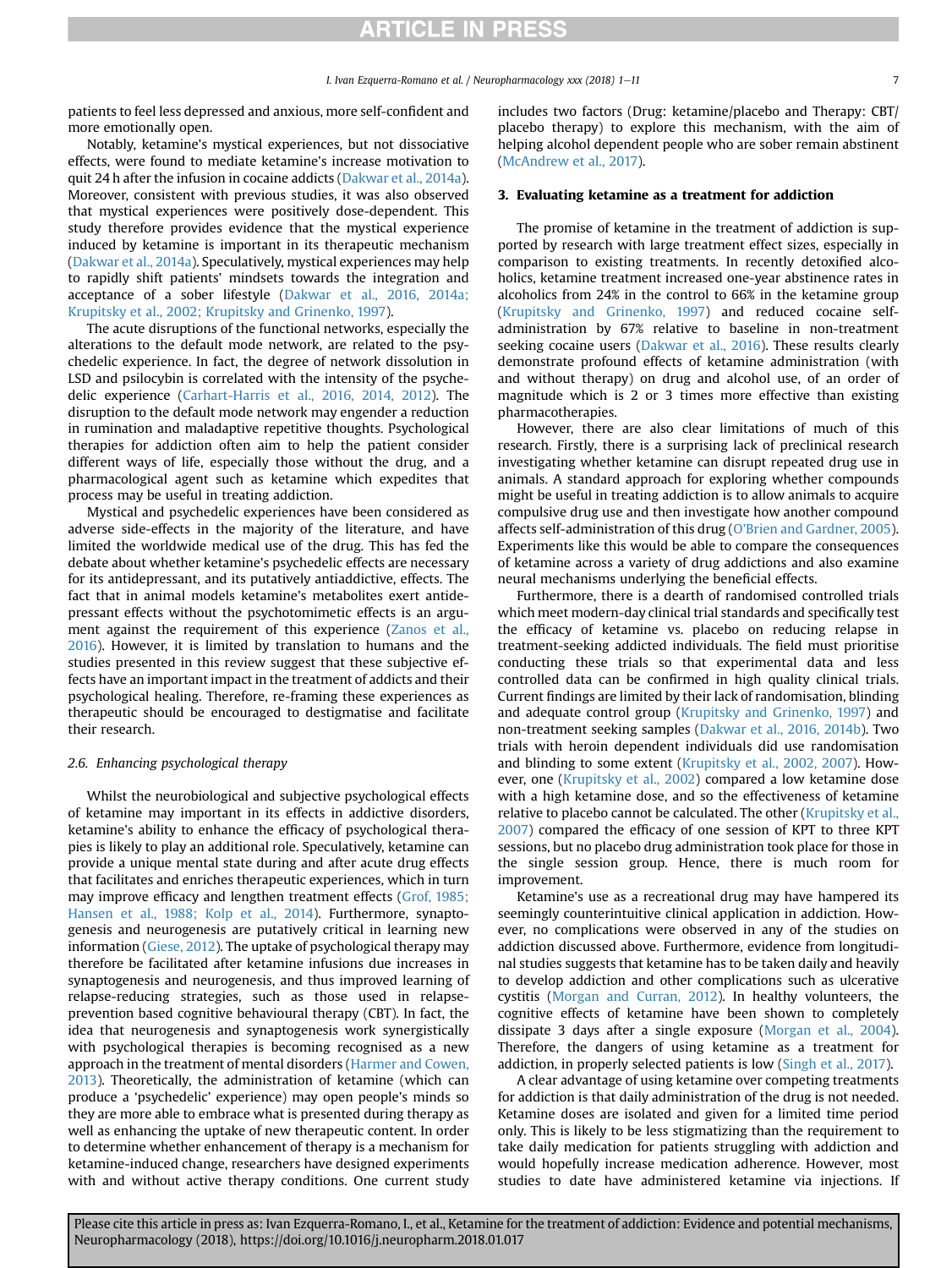patients to feel less depressed and anxious, more self-confident and more emotionally open.

Notably, ketamine's mystical experiences, but not dissociative effects, were found to mediate ketamine's increase motivation to quit 24 h after the infusion in cocaine addicts (Dakwar et al., 2014a). Moreover, consistent with previous studies, it was also observed that mystical experiences were positively dose-dependent. This study therefore provides evidence that the mystical experience induced by ketamine is important in its therapeutic mechanism (Dakwar et al., 2014a). Speculatively, mystical experiences may help to rapidly shift patients' mindsets towards the integration and acceptance of a sober lifestyle (Dakwar et al., 2016, 2014a; Krupitsky et al., 2002; Krupitsky and Grinenko, 1997).

The acute disruptions of the functional networks, especially the alterations to the default mode network, are related to the psychedelic experience. In fact, the degree of network dissolution in LSD and psilocybin is correlated with the intensity of the psychedelic experience (Carhart-Harris et al., 2016, 2014, 2012). The disruption to the default mode network may engender a reduction in rumination and maladaptive repetitive thoughts. Psychological therapies for addiction often aim to help the patient consider different ways of life, especially those without the drug, and a pharmacological agent such as ketamine which expedites that process may be useful in treating addiction.

Mystical and psychedelic experiences have been considered as adverse side-effects in the majority of the literature, and have limited the worldwide medical use of the drug. This has fed the debate about whether ketamine's psychedelic effects are necessary for its antidepressant, and its putatively antiaddictive, effects. The fact that in animal models ketamine's metabolites exert antidepressant effects without the psychotomimetic effects is an argument against the requirement of this experience (Zanos et al., 2016). However, it is limited by translation to humans and the studies presented in this review suggest that these subjective effects have an important impact in the treatment of addicts and their psychological healing. Therefore, re-framing these experiences as therapeutic should be encouraged to destigmatise and facilitate their research.

### 2.6. Enhancing psychological therapy

Whilst the neurobiological and subjective psychological effects of ketamine may important in its effects in addictive disorders, ketamine's ability to enhance the efficacy of psychological therapies is likely to play an additional role. Speculatively, ketamine can provide a unique mental state during and after acute drug effects that facilitates and enriches therapeutic experiences, which in turn may improve efficacy and lengthen treatment effects (Grof, 1985; Hansen et al., 1988; Kolp et al., 2014). Furthermore, synaptogenesis and neurogenesis are putatively critical in learning new information (Giese, 2012). The uptake of psychological therapy may therefore be facilitated after ketamine infusions due increases in synaptogenesis and neurogenesis, and thus improved learning of relapse-reducing strategies, such as those used in relapse-prevention based cognitive behavioural therapy (CBT). In fact, the idea that neurogenesis and synaptogenesis work synergistically with psychological therapies is becoming recognised as a new approach in the treatment of mental disorders (Harmer and Cowen, 2013). Theoretically, the administration of ketamine (which can produce a 'psychedelic' experience) may open people's minds so they are more able to embrace what is presented during therapy as well as enhancing the uptake of new therapeutic content. In order to determine whether enhancement of therapy is a mechanism for ketamine-induced change, researchers have designed experiments with and without active therapy conditions. One current study includes two factors (Drug: ketamine/placebo and Therapy: CBT/placebo therapy) to explore this mechanism, with the aim of helping alcohol dependent people who are sober remain abstinent (McAndrew et al., 2017).

## 3. Evaluating ketamine as a treatment for addiction

The promise of ketamine in the treatment of addiction is supported by research with large treatment effect sizes, especially in comparison to existing treatments. In recently detoxified alcoholics, ketamine treatment increased one-year abstinence rates in alcoholics from 24% in the control to 66% in the ketamine group (Krupitsky and Grinenko, 1997) and reduced cocaine self-administration by 67% relative to baseline in non-treatment seeking cocaine users (Dakwar et al., 2016). These results clearly demonstrate profound effects of ketamine administration (with and without therapy) on drug and alcohol use, of an order of magnitude which is 2 or 3 times more effective than existing pharmacotherapies.

However, there are also clear limitations of much of this research. Firstly, there is a surprising lack of preclinical research investigating whether ketamine can disrupt repeated drug use in animals. A standard approach for exploring whether compounds might be useful in treating addiction is to allow animals to acquire compulsive drug use and then investigate how another compound affects self-administration of this drug (O'Brien and Gardner, 2005). Experiments like this would be able to compare the consequences of ketamine across a variety of drug addictions and also examine neural mechanisms underlying the beneficial effects.

Furthermore, there is a dearth of randomised controlled trials which meet modern-day clinical trial standards and specifically test the efficacy of ketamine vs. placebo on reducing relapse in treatment-seeking addicted individuals. The field must prioritise conducting these trials so that experimental data and less controlled data can be confirmed in high quality clinical trials. Current findings are limited by their lack of randomisation, blinding and adequate control group (Krupitsky and Grinenko, 1997) and non-treatment seeking samples (Dakwar et al., 2016, 2014b). Two trials with heroin dependent individuals did use randomisation and blinding to some extent (Krupitsky et al., 2002, 2007). However, one (Krupitsky et al., 2002) compared a low ketamine dose with a high ketamine dose, and so the effectiveness of ketamine relative to placebo cannot be calculated. The other (Krupitsky et al., 2007) compared the efficacy of one session of KPT to three KPT sessions, but no placebo drug administration took place for those in the single session group. Hence, there is much room for improvement.

Ketamine's use as a recreational drug may have hampered its seemingly counterintuitive clinical application in addiction. However, no complications were observed in any of the studies on addiction discussed above. Furthermore, evidence from longitudinal studies suggests that ketamine has to be taken daily and heavily to develop addiction and other complications such as ulcerative cystitis (Morgan and Curran, 2012). In healthy volunteers, the cognitive effects of ketamine have been shown to completely dissipate 3 days after a single exposure (Morgan et al., 2004). Therefore, the dangers of using ketamine as a treatment for addiction, in properly selected patients is low (Singh et al., 2017).

A clear advantage of using ketamine over competing treatments for addiction is that daily administration of the drug is not needed. Ketamine doses are isolated and given for a limited time period only. This is likely to be less stigmatizing than the requirement to take daily medication for patients struggling with addiction and would hopefully increase medication adherence. However, most studies to date have administered ketamine via injections. If

Please cite this article in press as: Ivan Ezquerra-Romano, I., et al., Ketamine for the treatment of addiction: Evidence and potential mechanisms, Neuropharmacology (2018), https://doi.org/10.1016/j.neuropharm.2018.01.017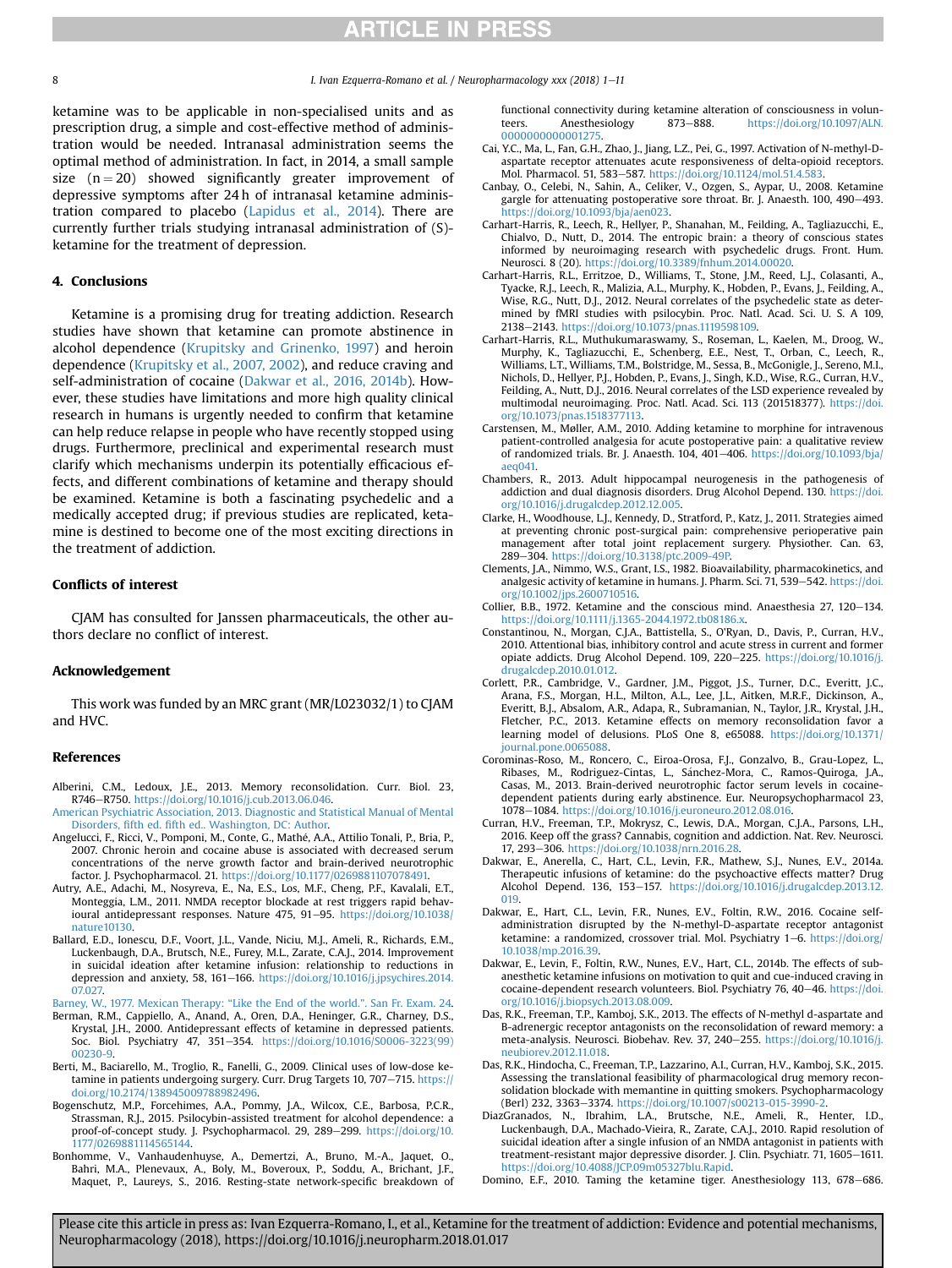ketamine was to be applicable in non-specialised units and as prescription drug, a simple and cost-effective method of administration would be needed. Intranasal administration seems the optimal method of administration. In fact, in 2014, a small sample size ($n = 20$) showed significantly greater improvement of depressive symptoms after 24 h of intranasal ketamine administration compared to placebo (Lapidus et al., 2014). There are currently further trials studying intranasal administration of (S)-ketamine for the treatment of depression.

## 4. Conclusions

Ketamine is a promising drug for treating addiction. Research studies have shown that ketamine can promote abstinence in alcohol dependence (Krupitsky and Grinenko, 1997) and heroin dependence (Krupitsky et al., 2007, 2002), and reduce craving and self-administration of cocaine (Dakwar et al., 2016, 2014b). However, these studies have limitations and more high quality clinical research in humans is urgently needed to confirm that ketamine can help reduce relapse in people who have recently stopped using drugs. Furthermore, preclinical and experimental research must clarify which mechanisms underpin its potentially efficacious effects, and different combinations of ketamine and therapy should be examined. Ketamine is both a fascinating psychedelic and a medically accepted drug; if previous studies are replicated, ketamine is destined to become one of the most exciting directions in the treatment of addiction.

## Conflicts of interest

CJAM has consulted for Janssen pharmaceuticals, the other authors declare no conflict of interest.

## Acknowledgement

This work was funded by an MRC grant (MR/L023032/1) to CJAM and HVC.

## References

Alberini, C.M., Ledoux, J.E., 2013. Memory reconsolidation. Curr. Biol. 23, R746–R750. https://doi.org/10.1016/j.cub.2013.06.046.

American Psychiatric Association, 2013. Diagnostic and Statistical Manual of Mental Disorders, fifth ed. fifth ed.. Washington, DC: Author.

Angelucci, F., Ricci, V., Pomponi, M., Conte, G., Mathé, A.A., Attilio Tonali, P., Bria, P., 2007. Chronic heroin and cocaine abuse is associated with decreased serum concentrations of the nerve growth factor and brain-derived neurotrophic factor. J. Psychopharmacol. 21. https://doi.org/10.1177/0269881107078491.

Autry, A.E., Adachi, M., Nosyreva, E., Na, E.S., Los, M.F., Cheng, P.F., Kavalali, E.T., Monteggia, L.M., 2011. NMDA receptor blockade at rest triggers rapid behavioural antidepressant responses. Nature 475, 91–95. https://doi.org/10.1038/nature10130.

Ballard, E.D., Ionescu, D.F., Voort, J.L., Vande, Niciu, M.J., Ameli, R., Richards, E.M., Luckenbaugh, D.A., Brutsch, N.E., Furey, M.L., Zarate, C.A.J., 2014. Improvement in suicidal ideation after ketamine infusion: relationship to reductions in depression and anxiety, 58, 161–166. https://doi.org/10.1016/j.jpsychires.2014.07.027.

Barney, W., 1977. Mexican Therapy: "Like the End of the world.". San Fr. Exam. 24.

Berman, R.M., Cappiello, A., Anand, A., Oren, D.A., Heninger, G.R., Charney, D.S., Krystal, J.H., 2000. Antidepressant effects of ketamine in depressed patients. Soc. Biol. Psychiatry 47, 351–354. https://doi.org/10.1016/S0006-3223(99)00230-9.

Berti, M., Baciarello, M., Troglio, R., Fanelli, G., 2009. Clinical uses of low-dose ketamine in patients undergoing surgery. Curr. Drug Targets 10, 707–715. https://doi.org/10.2174/138945009788982496.

Bogenschutz, M.P., Forcehimes, A.A., Pommy, J.A., Wilcox, C.E., Barbosa, P.C.R., Strassman, R.J., 2015. Psilocybin-assisted treatment for alcohol dependence: a proof-of-concept study. J. Psychopharmacol. 29, 289–299. https://doi.org/10.1177/0269881114565144.

Bonhomme, V., Vanhaudenhuyse, A., Demertzi, A., Bruno, M.-A., Jaquet, O., Bahri, M.A., Plenevaux, A., Boly, M., Boveroux, P., Soddu, A., Brichant, J.F., Maquet, P., Laureys, S., 2016. Resting-state network-specific breakdown of functional connectivity during ketamine alteration of consciousness in volunteers. Anesthesiology 873–888. https://doi.org/10.1097/ALN.0000000000001275.

Cai, Y.C., Ma, L., Fan, G.H., Zhao, J., Jiang, L.Z., Pei, G., 1997. Activation of N-methyl-D-aspartate receptor attenuates acute responsiveness of delta-opioid receptors. Mol. Pharmacol. 51, 583–587. https://doi.org/10.1124/mol.51.4.583.

Canbay, O., Celebi, N., Sahin, A., Celiker, V., Ozgen, S., Aypar, U., 2008. Ketamine gargle for attenuating postoperative sore throat. Br. J. Anaesth. 100, 490–493. https://doi.org/10.1093/bja/aen023.

Carhart-Harris, R., Leech, R., Hellyer, P., Shanahan, M., Feilding, A., Tagliazucchi, E., Chialvo, D., Nutt, D., 2014. The entropic brain: a theory of conscious states informed by neuroimaging research with psychedelic drugs. Front. Hum. Neurosci. 8 (20). https://doi.org/10.3389/fnhum.2014.00020.

Carhart-Harris, R.L., Erritzoe, D., Williams, T., Stone, J.M., Reed, L.J., Colasanti, A., Tyacke, R.J., Leech, R., Malizia, A.L., Murphy, K., Hobden, P., Evans, J., Feilding, A., Wise, R.G., Nutt, D.J., 2012. Neural correlates of the psychedelic state as determined by fMRI studies with psilocybin. Proc. Natl. Acad. Sci. U. S. A 109, 2138–2143. https://doi.org/10.1073/pnas.1119598109.

Carhart-Harris, R.L., Muthukumaraswamy, S., Roseman, L., Kaelen, M., Droog, W., Murphy, K., Tagliazucchi, E., Schenberg, E.E., Nest, T., Orban, C., Leech, R., Williams, L.T., Williams, T.M., Bolstridge, M., Sessa, B., McGonigle, J., Sereno, M.I., Nichols, D., Hellyer, P.J., Hobden, P., Evans, J., Singh, K.D., Wise, R.G., Curran, H.V., Feilding, A., Nutt, D.J., 2016. Neural correlates of the LSD experience revealed by multimodal neuroimaging. Proc. Natl. Acad. Sci. 113 (201518377). https://doi.org/10.1073/pnas.1518377113.

Carstensen, M., Møller, A.M., 2010. Adding ketamine to morphine for intravenous patient-controlled analgesia for acute postoperative pain: a qualitative review of randomized trials. Br. J. Anaesth. 104, 401–406. https://doi.org/10.1093/bja/aeq041.

Chambers, R., 2013. Adult hippocampal neurogenesis in the pathogenesis of addiction and dual diagnosis disorders. Drug Alcohol Depend. 130. https://doi.org/10.1016/j.drugalcdep.2012.12.005.

Clarke, H., Woodhouse, L.J., Kennedy, D., Stratford, P., Katz, J., 2011. Strategies aimed at preventing chronic post-surgical pain: comprehensive perioperative pain management after total joint replacement surgery. Physiother. Can. 63, 289–304. https://doi.org/10.3138/ptc.2009-49P.

Clements, J.A., Nimmo, W.S., Grant, I.S., 1982. Bioavailability, pharmacokinetics, and analgesic activity of ketamine in humans. J. Pharm. Sci. 71, 539–542. https://doi.org/10.1002/jps.2600710516.

Collier, B.B., 1972. Ketamine and the conscious mind. Anaesthesia 27, 120–134. https://doi.org/10.1111/j.1365-2044.1972.tb08186.x.

Constantinou, N., Morgan, C.J.A., Battistella, S., O'Ryan, D., Davis, P., Curran, H.V., 2010. Attentional bias, inhibitory control and acute stress in current and former opiate addicts. Drug Alcohol Depend. 109, 220–225. https://doi.org/10.1016/j.drugalcdep.2010.01.012.

Corlett, P.R., Cambridge, V., Gardner, J.M., Piggot, J.S., Turner, D.C., Everitt, J.C., Arana, F.S., Morgan, H.L., Milton, A.L., Lee, J.L., Aitken, M.R.F., Dickinson, A., Everitt, B.J., Absalom, A.R., Adapa, R., Subramanian, N., Taylor, J.R., Krystal, J.H., Fletcher, P.C., 2013. Ketamine effects on memory reconsolidation favor a learning model of delusions. PLoS One 8, e65088. https://doi.org/10.1371/journal.pone.0065088.

Corominas-Roso, M., Roncero, C., Eiroa-Orosa, F.J., Gonzalvo, B., Grau-Lopez, L., Ribases, M., Rodriguez-Cintas, L., Sánchez-Mora, C., Ramos-Quiroga, J.A., Casas, M., 2013. Brain-derived neurotrophic factor serum levels in cocaine-dependent patients during early abstinence. Eur. Neuropsychopharmacol 23, 1078–1084. https://doi.org/10.1016/j.euroneuro.2012.08.016.

Curran, H.V., Freeman, T.P., Mokrysz, C., Lewis, D.A., Morgan, C.J.A., Parsons, L.H., 2016. Keep off the grass? Cannabis, cognition and addiction. Nat. Rev. Neurosci. 17, 293–306. https://doi.org/10.1038/nrn.2016.28.

Dakwar, E., Anerella, C., Hart, C.L., Levin, F.R., Mathew, S.J., Nunes, E.V., 2014a. Therapeutic infusions of ketamine: do the psychoactive effects matter? Drug Alcohol Depend. 136, 153–157. https://doi.org/10.1016/j.drugalcdep.2013.12.019.

Dakwar, E., Hart, C.L., Levin, F.R., Nunes, E.V., Foltin, R.W., 2016. Cocaine self-administration disrupted by the N-methyl-D-aspartate receptor antagonist ketamine: a randomized, crossover trial. Mol. Psychiatry 1–6. https://doi.org/10.1038/mp.2016.39.

Dakwar, E., Levin, F., Foltin, R.W., Nunes, E.V., Hart, C.L., 2014b. The effects of sub-anesthetic ketamine infusions on motivation to quit and cue-induced craving in cocaine-dependent research volunteers. Biol. Psychiatry 76, 40–46. https://doi.org/10.1016/j.biopsych.2013.08.009.

Das, R.K., Freeman, T.P., Kamboj, S.K., 2013. The effects of N-methyl d-aspartate and B-adrenergic receptor antagonists on the reconsolidation of reward memory: a meta-analysis. Neurosci. Biobehav. Rev. 37, 240–255. https://doi.org/10.1016/j.neubiorev.2012.11.018.

Das, R.K., Hindocha, C., Freeman, T.P., Lazzarino, A.I., Curran, H.V., Kamboj, S.K., 2015. Assessing the translational feasibility of pharmacological drug memory reconsolidation blockade with memantine in quitting smokers. Psychopharmacology (Berl) 232, 3363–3374. https://doi.org/10.1007/s00213-015-3990-2.

DiazGranados, N., Ibrahim, L.A., Brutsche, N.E., Ameli, R., Henter, I.D., Luckenbaugh, D.A., Machado-Vieira, R., Zarate, C.A.J., 2010. Rapid resolution of suicidal ideation after a single infusion of an NMDA antagonist in patients with treatment-resistant major depressive disorder. J. Clin. Psychiatr. 71, 1605–1611. https://doi.org/10.4088/JCP.09m05327blu.Rapid.

Domino, E.F., 2010. Taming the ketamine tiger. Anesthesiology 113, 678–686.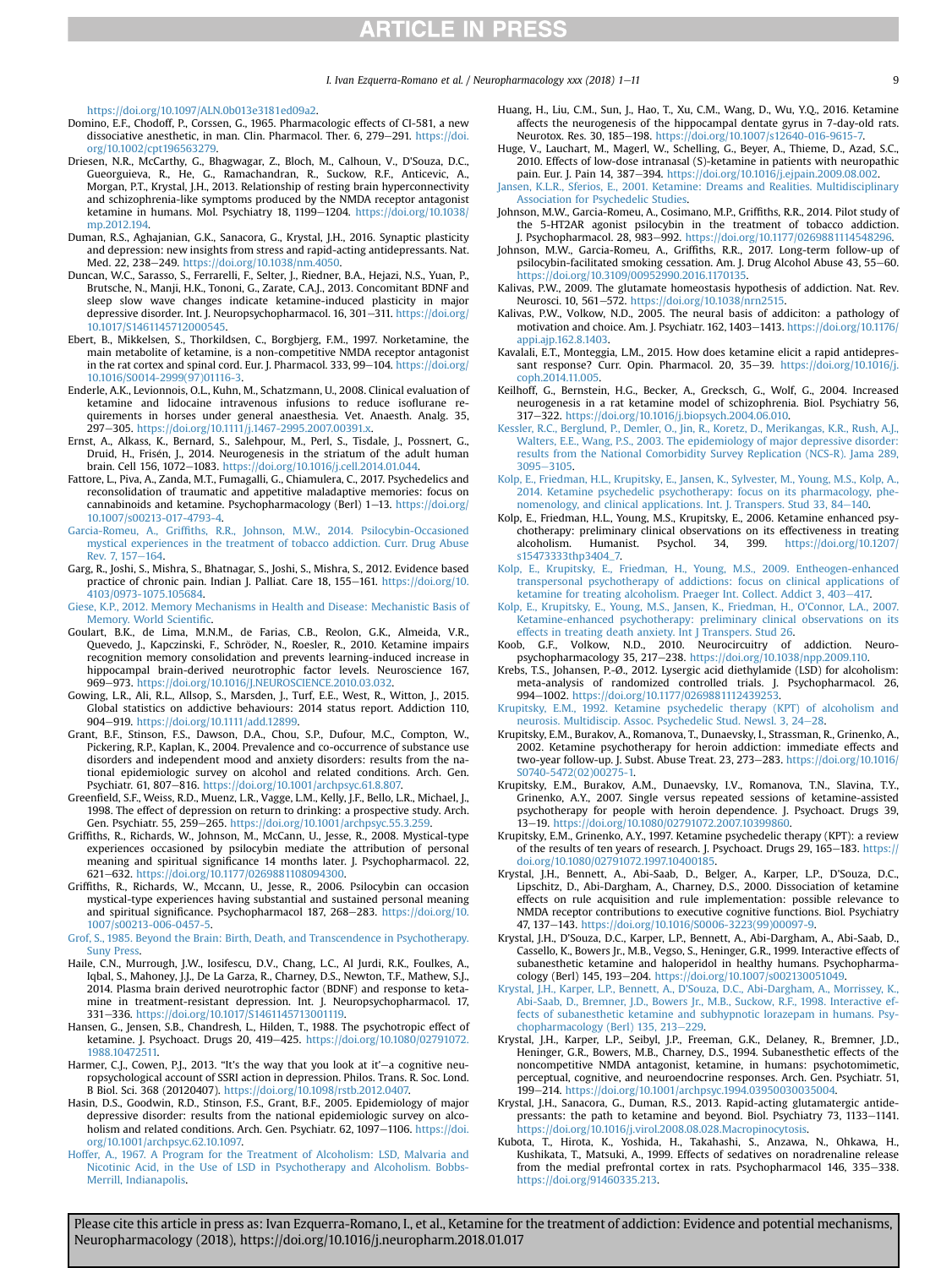https://doi.org/10.1097/ALN.0b013e3181ed09a2.

Domino, E.F., Chodoff, P., Corssen, G., 1965. Pharmacologic effects of CI-581, a new dissociative anesthetic, in man. Clin. Pharmacol. Ther. 6, 279–291. https://doi.org/10.1002/cpt196563279.

Driesen, N.R., McCarthy, G., Bhagwagar, Z., Bloch, M., Calhoun, V., D'Souza, D.C., Gueorguieva, R., He, G., Ramachandran, R., Suckow, R.F., Anticevic, A., Morgan, P.T., Krystal, J.H., 2013. Relationship of resting brain hyperconnectivity and schizophrenia-like symptoms produced by the NMDA receptor antagonist ketamine in humans. Mol. Psychiatry 18, 1199–1204. https://doi.org/10.1038/mp.2012.194.

Duman, R.S., Aghajanian, G.K., Sanacora, G., Krystal, J.H., 2016. Synaptic plasticity and depression: new insights from stress and rapid-acting antidepressants. Nat. Med. 22, 238–249. https://doi.org/10.1038/nm.4050.

Duncan, W.C., Sarasso, S., Ferrarelli, F., Selter, J., Riedner, B.A., Hejazi, N.S., Yuan, P., Brutsche, N., Manji, H.K., Tononi, G., Zarate, C.A.J., 2013. Concomitant BDNF and sleep slow wave changes indicate ketamine-induced plasticity in major depressive disorder. Int. J. Neuropsychopharmacol. 16, 301–311. https://doi.org/10.1017/S1461145712000545.

Ebert, B., Mikkelsen, S., Thorkildsen, C., Borgbjerg, F.M., 1997. Norketamine, the main metabolite of ketamine, is a non-competitive NMDA receptor antagonist in the rat cortex and spinal cord. Eur. J. Pharmacol. 333, 99–104. https://doi.org/10.1016/S0014-2999(97)01116-3.

Enderle, A.K., Levionnois, O.L., Kuhn, M., Schatzmann, U., 2008. Clinical evaluation of ketamine and lidocaine intravenous infusions to reduce isoflurane requirements in horses under general anaesthesia. Vet. Anaesth. Analg. 35, 297–305. https://doi.org/10.1111/j.1467-2995.2007.00391.x.

Ernst, A., Alkass, K., Bernard, S., Salehpour, M., Perl, S., Tisdale, J., Possnert, G., Druid, H., Frisén, J., 2014. Neurogenesis in the striatum of the adult human brain. Cell 156, 1072–1083. https://doi.org/10.1016/j.cell.2014.01.044.

Fattore, L., Piva, A., Zanda, M.T., Fumagalli, G., Chiamulera, C., 2017. Psychedelics and reconsolidation of traumatic and appetitive maladaptive memories: focus on cannabinoids and ketamine. Psychopharmacology (Berl) 1–13. https://doi.org/10.1007/s00213-017-4793-4.

Garcia-Romeu, A., Griffiths, R.R., Johnson, M.W., 2014. Psilocybin-Occasioned mystical experiences in the treatment of tobacco addiction. Curr. Drug Abuse Rev. 7, 157–164.

Garg, R., Joshi, S., Mishra, S., Bhatnagar, S., Joshi, S., Mishra, S., 2012. Evidence based practice of chronic pain. Indian J. Palliat. Care 18, 155–161. https://doi.org/10.4103/0973-1075.105684.

Giese, K.P., 2012. Memory Mechanisms in Health and Disease: Mechanistic Basis of Memory. World Scientific.

Goulart, B.K., de Lima, M.N.M., de Farias, C.B., Reolon, G.K., Almeida, V.R., Quevedo, J., Kapczinski, F., Schröder, N., Roesler, R., 2010. Ketamine impairs recognition memory consolidation and prevents learning-induced increase in hippocampal brain-derived neurotrophic factor levels. Neuroscience 167, 969–973. https://doi.org/10.1016/J.NEUROSCIENCE.2010.03.032.

Gowing, L.R., Ali, R.L., Allsop, S., Marsden, J., Turf, E.E., West, R., Witton, J., 2015. Global statistics on addictive behaviours: 2014 status report. Addiction 110, 904–919. https://doi.org/10.1111/add.12899.

Grant, B.F., Stinson, F.S., Dawson, D.A., Chou, S.P., Dufour, M.C., Compton, W., Pickering, R.P., Kaplan, K., 2004. Prevalence and co-occurrence of substance use disorders and independent mood and anxiety disorders: results from the national epidemiologic survey on alcohol and related conditions. Arch. Gen. Psychiatr. 61, 807–816. https://doi.org/10.1001/archpsyc.61.8.807.

Greenfield, S.F., Weiss, R.D., Muenz, L.R., Vagge, L.M., Kelly, J.F., Bello, L.R., Michael, J., 1998. The effect of depression on return to drinking: a prospective study. Arch. Gen. Psychiatr. 55, 259–265. https://doi.org/10.1001/archpsyc.55.3.259.

Griffiths, R., Richards, W., Johnson, M., McCann, U., Jesse, R., 2008. Mystical-type experiences occasioned by psilocybin mediate the attribution of personal meaning and spiritual significance 14 months later. J. Psychopharmacol. 22, 621–632. https://doi.org/10.1177/0269881108094300.

Griffiths, R., Richards, W., Mccann, U., Jesse, R., 2006. Psilocybin can occasion mystical-type experiences having substantial and sustained personal meaning and spiritual significance. Psychopharmacol 187, 268–283. https://doi.org/10.1007/s00213-006-0457-5.

Grof, S., 1985. Beyond the Brain: Birth, Death, and Transcendence in Psychotherapy. Suny Press.

Haile, C.N., Murrough, J.W., Iosifescu, D.V., Chang, L.C., Al Jurdi, R.K., Foulkes, A., Iqbal, S., Mahoney, J.J., De La Garza, R., Charney, D.S., Newton, T.F., Mathew, S.J., 2014. Plasma brain derived neurotrophic factor (BDNF) and response to ketamine in treatment-resistant depression. Int. J. Neuropsychopharmacol. 17, 331–336. https://doi.org/10.1017/S1461145713001119.

Hansen, G., Jensen, S.B., Chandresh, L., Hilden, T., 1988. The psychotropic effect of ketamine. J. Psychoact. Drugs 20, 419–425. https://doi.org/10.1080/02791072.1988.10472511.

Harmer, C.J., Cowen, P.J., 2013. "It's the way that you look at it"—a cognitive neuropsychological account of SSRI action in depression. Philos. Trans. R. Soc. Lond. B Biol. Sci. 368 (20120407). https://doi.org/10.1098/rstb.2012.0407.

Hasin, D.S., Goodwin, R.D., Stinson, F.S., Grant, B.F., 2005. Epidemiology of major depressive disorder: results from the national epidemiologic survey on alcoholism and related conditions. Arch. Gen. Psychiatr. 62, 1097–1106. https://doi.org/10.1001/archpsyc.62.10.1097.

Hoffer, A., 1967. A Program for the Treatment of Alcoholism: LSD, Malvaria and Nicotinic Acid, in the Use of LSD in Psychotherapy and Alcoholism. Bobbs-Merrill, Indianapolis.

Huang, H., Liu, C.M., Sun, J., Hao, T., Xu, C.M., Wang, D., Wu, Y.Q., 2016. Ketamine affects the neurogenesis of the hippocampal dentate gyrus in 7-day-old rats. Neurotox. Res. 30, 185–198. https://doi.org/10.1007/s12640-016-9615-7.

Huge, V., Lauchart, M., Magerl, W., Schelling, G., Beyer, A., Thieme, D., Azad, S.C., 2010. Effects of low-dose intranasal (S)-ketamine in patients with neuropathic pain. Eur. J. Pain 14, 387–394. https://doi.org/10.1016/j.ejpain.2009.08.002.

Jansen, K.L.R., Sferios, E., 2001. Ketamine: Dreams and Realities. Multidisciplinary Association for Psychedelic Studies.

Johnson, M.W., Garcia-Romeu, A., Cosimano, M.P., Griffiths, R.R., 2014. Pilot study of the 5-HT2AR agonist psilocybin in the treatment of tobacco addiction. J. Psychopharmacol. 28, 983–992. https://doi.org/10.1177/0269881114548296.

Johnson, M.W., Garcia-Romeu, A., Griffiths, R.R., 2017. Long-term follow-up of psilocybin-facilitated smoking cessation. Am. J. Drug Alcohol Abuse 43, 55–60. https://doi.org/10.3109/00952990.2016.1170135.

Kalivas, P.W., 2009. The glutamate homeostasis hypothesis of addiction. Nat. Rev. Neurosci. 10, 561–572. https://doi.org/10.1038/nrn2515.

Kalivas, P.W., Volkow, N.D., 2005. The neural basis of addiciton: a pathology of motivation and choice. Am. J. Psychiatr. 162, 1403–1413. https://doi.org/10.1176/appi.ajp.162.8.1403.

Kavalali, E.T., Monteggia, L.M., 2015. How does ketamine elicit a rapid antidepressant response? Curr. Opin. Pharmacol. 20, 35–39. https://doi.org/10.1016/j.coph.2014.11.005.

Keilhoff, G., Bernstein, H.G., Becker, A., Grecksch, G., Wolf, G., 2004. Increased neurogenesis in a rat ketamine model of schizophrenia. Biol. Psychiatry 56, 317–322. https://doi.org/10.1016/j.biopsych.2004.06.010.

Kessler, R.C., Berglund, P., Demler, O., Jin, R., Koretz, D., Merikangas, K.R., Rush, A.J., Walters, E.E., Wang, P.S., 2003. The epidemiology of major depressive disorder: results from the National Comorbidity Survey Replication (NCS-R). Jama 289, 3095–3105.

Kolp, E., Friedman, H.L., Krupitsky, E., Jansen, K., Sylvester, M., Young, M.S., Kolp, A., 2014. Ketamine psychedelic psychotherapy: focus on its pharmacology, phenomenology, and clinical applications. Int. J. Transpers. Stud 33, 84–140.

Kolp, E., Friedman, H.L., Young, M.S., Krupitsky, E., 2006. Ketamine enhanced psychotherapy: preliminary clinical observations on its effectiveness in treating alcoholism. Humanist. Psychol. 34, 399. https://doi.org/10.1207/s15473333thp3404_7.

Kolp, E., Krupitsky, E., Friedman, H., Young, M.S., 2009. Entheogen-enhanced transpersonal psychotherapy of addictions: focus on clinical applications of ketamine for treating alcoholism. Praeger Int. Collect. Addict 3, 403–417.

Kolp, E., Krupitsky, E., Young, M.S., Jansen, K., Friedman, H., O'Connor, L.A., 2007. Ketamine-enhanced psychotherapy: preliminary clinical observations on its effects in treating death anxiety. Int J Transpers. Stud 26.

Koob, G.F., Volkow, N.D., 2010. Neurocircuitry of addiction. Neuropsychopharmacology 35, 217–238. https://doi.org/10.1038/npp.2009.110.

Krebs, T.S., Johansen, P.-Ø., 2012. Lysergic acid diethylamide (LSD) for alcoholism: meta-analysis of randomized controlled trials. J. Psychopharmacol. 26, 994–1002. https://doi.org/10.1177/0269881112439253.

Krupitsky, E.M., 1992. Ketamine psychedelic therapy (KPT) of alcoholism and neurosis. Multidiscip. Assoc. Psychedelic Stud. Newsl. 3, 24–28.

Krupitsky, E.M., Burakov, A., Romanova, T., Dunaevsky, I., Strassman, R., Grinenko, A., 2002. Ketamine psychotherapy for heroin addiction: immediate effects and two-year follow-up. J. Subst. Abuse Treat. 23, 273–283. https://doi.org/10.1016/S0740-5472(02)00275-1.

Krupitsky, E.M., Burakov, A.M., Dunaevsky, I.V., Romanova, T.N., Slavina, T.Y., Grinenko, A.Y., 2007. Single versus repeated sessions of ketamine-assisted psychotherapy for people with heroin dependence. J. Psychoact. Drugs 39, 13–19. https://doi.org/10.1080/02791072.2007.10399860.

Krupitsky, E.M., Grinenko, A.Y., 1997. Ketamine psychedelic therapy (KPT): a review of the results of ten years of research. J. Psychoact. Drugs 29, 165–183. https://doi.org/10.1080/02791072.1997.10400185.

Krystal, J.H., Bennett, A., Abi-Saab, D., Belger, A., Karper, L.P., D'Souza, D.C., Lipschitz, D., Abi-Dargham, A., Charney, D.S., 2000. Dissociation of ketamine effects on rule acquisition and rule implementation: possible relevance to NMDA receptor contributions to executive cognitive functions. Biol. Psychiatry 47, 137–143. https://doi.org/10.1016/S0006-3223(99)00097-9.

Krystal, J.H., D'Souza, D.C., Karper, L.P., Bennett, A., Abi-Dargham, A., Abi-Saab, D., Cassello, K., Bowers Jr., M.B., Vegso, S., Heninger, G.R., 1999. Interactive effects of subanesthetic ketamine and haloperidol in healthy humans. Psychopharmacology (Berl) 145, 193–204. https://doi.org/10.1007/s002130051049.

Krystal, J.H., Karper, L.P., Bennett, A., D'Souza, D.C., Abi-Dargham, A., Morrissey, K., Abi-Saab, D., Bremner, J.D., Bowers Jr., M.B., Suckow, R.F., 1998. Interactive effects of subanesthetic ketamine and subhypnotic lorazepam in humans. Psychopharmacology (Berl) 135, 213–229.

Krystal, J.H., Karper, L.P., Seibyl, J.P., Freeman, G.K., Delaney, R., Bremner, J.D., Heninger, G.R., Bowers, M.B., Charney, D.S., 1994. Subanesthetic effects of the noncompetitive NMDA antagonist, ketamine, in humans: psychotomimetic, perceptual, cognitive, and neuroendocrine responses. Arch. Gen. Psychiatr. 51, 199–214. https://doi.org/10.1001/archpsyc.1994.03950030035004.

Krystal, J.H., Sanacora, G., Duman, R.S., 2013. Rapid-acting glutamatergic antidepressants: the path to ketamine and beyond. Biol. Psychiatry 73, 1133–1141. https://doi.org/10.1016/j.virol.2008.08.028.Macropinocytosis.

Kubota, T., Hirota, K., Yoshida, H., Takahashi, S., Anzawa, N., Ohkawa, H., Kushikata, T., Matsuki, A., 1999. Effects of sedatives on noradrenaline release from the medial prefrontal cortex in rats. Psychopharmacol 146, 335–338. https://doi.org/91460335.213.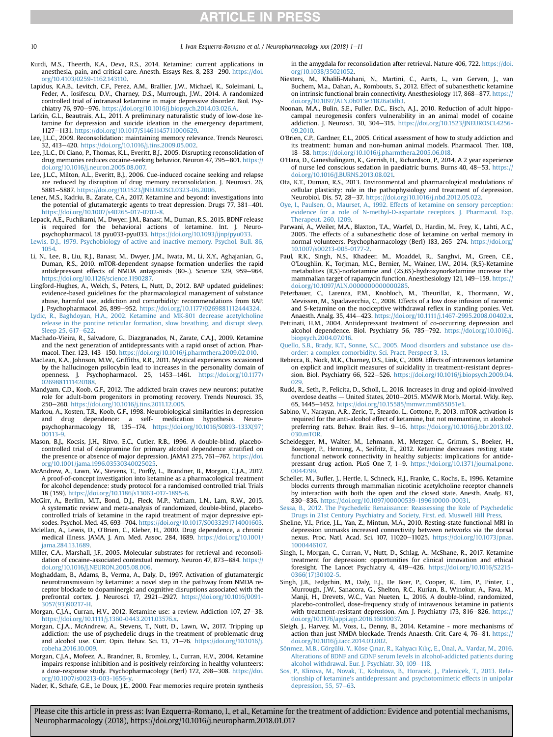Kurdi, M.S., Theerth, K.A., Deva, R.S., 2014. Ketamine: current applications in anesthesia, pain, and critical care. Anesth. Essays Res. 8, 283–290. https://doi.org/10.4103/0259-1162.143110.

Lapidus, K.A.B., Levitch, C.F., Perez, A.M., Brallier, J.W., Michael, K., Soleimani, L., Feder, A., Iosifescu, D.V., Charney, D.S., Murrough, J.W., 2014. A randomized controlled trial of intranasal ketamine in major depressive disorder. Biol. Psychiatry 76, 970–976. https://doi.org/10.1016/j.biopsych.2014.03.026.A.

Larkin, G.L., Beautrais, A.L., 2011. A preliminary naturalistic study of low-dose ketamine for depression and suicide ideation in the emergency department, 1127–1131. https://doi.org/10.1017/S1461145711000629.

Lee, J.L.C., 2009. Reconsolidation: maintaining memory relevance. Trends Neurosci. 32, 413–420. https://doi.org/10.1016/j.tins.2009.05.002.

Lee, J.L.C., Di Ciano, P., Thomas, K.L., Everitt, B.J., 2005. Disrupting reconsolidation of drug memories reduces cocaine-seeking behavior. Neuron 47, 795–801. https://doi.org/10.1016/j.neuron.2005.08.007.

Lee, J.L.C., Milton, A.L., Everitt, B.J., 2006. Cue-induced cocaine seeking and relapse are reduced by disruption of drug memory reconsolidation. J. Neurosci. 26, 5881–5887. https://doi.org/10.1523/JNEUROSCI.0323-06.2006.

Lener, M.S., Kadriu, B., Zarate, C.A., 2017. Ketamine and beyond: investigations into the potential of glutamatergic agents to treat depression. Drugs 77, 381–401. https://doi.org/10.1007/s40265-017-0702-8.

Lepack, A.E., Fuchikami, M., Dwyer, J.M., Banasr, M., Duman, R.S., 2015. BDNF release is required for the behavioral actions of ketamine. Int. J. Neuropsychopharmacol. 18 pyu033-pyu033. https://doi.org/10.1093/ijnp/pyu033.

Lewis, D.J., 1979. Psychobiology of active and inactive memory. Psychol. Bull. 86, 1054.

Li, N., Lee, B., Liu, R.J., Banasr, M., Dwyer, J.M., Iwata, M., Li, X.Y., Aghajanian, G., Duman, R.S., 2010. mTOR-dependent synapse formation underlies the rapid antidepressant effects of NMDA antagonists (80-.). Science 329, 959–964. https://doi.org/10.1126/science.1190287.

Lingford-Hughes, A., Welch, S., Peters, L., Nutt, D., 2012. BAP updated guidelines: evidence-based guidelines for the pharmacological management of substance abuse, harmful use, addiction and comorbidity: recommendations from BAP. J. Psychopharmacol. 26, 899–952. https://doi.org/10.1177/0269881112444324.

Lydic, R., Baghdoyan, H.A., 2002. Ketamine and MK-801 decrease acetylcholine release in the pontine reticular formation, slow breathing, and disrupt sleep. Sleep 25, 617–622.

Machado-Vieira, R., Salvadore, G., Diazgranados, N., Zarate, C.A.J., 2009. Ketamine and the next generation of antidepressants with a rapid onset of action. Pharmacol. Ther. 123, 143–150. https://doi.org/10.1016/j.pharmthera.2009.02.010.

MacLean, K.A., Johnson, M.W., Griffiths, R.R., 2011. Mystical experiences occasioned by the hallucinogen psilocybin lead to increases in the personality domain of openness. J. Psychopharmacol. 25, 1453–1461. https://doi.org/10.1177/0269881111420188.

Mandyam, C.D., Koob, G.F., 2012. The addicted brain craves new neurons: putative role for adult-born progenitors in promoting recovery. Trends Neurosci. 35, 250–260. https://doi.org/10.1016/j.tins.2011.12.005.

Markou, A., Kosten, T.R., Koob, G.F., 1998. Neurobiological similarities in depression and drug dependence: a self- medication hypothesis. Neuropsychopharmacology 18, 135–174. https://doi.org/10.1016/S0893-133X(97)00113-9.

Mason, B.J., Kocsis, J.H., Ritvo, E.C., Cutler, R.B., 1996. A double-blind, placebo-controlled trial of desipramine for primary alcohol dependence stratified on the presence or absence of major depression. JAMA1 275, 761–767. https://doi.org/10.1001/jama.1996.03530340025025.

McAndrew, A., Lawn, W., Stevens, T., Porffy, L., Brandner, B., Morgan, C.J.A., 2017. A proof-of-concept investigation into ketamine as a pharmacological treatment for alcohol dependence: study protocol for a randomised controlled trial. Trials 18 (159). https://doi.org/10.1186/s13063-017-1895-6.

McGirr, A., Berlim, M.T., Bond, D.J., Fleck, M.P., Yatham, L.N., Lam, R.W., 2015. A systematic review and meta-analysis of randomized, double-blind, placebo-controlled trials of ketamine in the rapid treatment of major depressive episodes. Psychol. Med. 45, 693–704. https://doi.org/10.1017/S0033291714001603.

Mclellan, A., Lewis, D., O'Brien, C., Kleber, H., 2000. Drug dependence, a chronic medical illness. JAMA, J. Am. Med. Assoc. 284, 1689. https://doi.org/10.1001/jama.284.13.1689.

Miller, C.A., Marshall, J.F., 2005. Molecular substrates for retrieval and reconsolidation of cocaine-associated contextual memory. Neuron 47, 873–884. https://doi.org/10.1016/J.NEURON.2005.08.006.

Moghaddam, B., Adams, B., Verma, A., Daly, D., 1997. Activation of glutamatergic neurotransmission by ketamine: a novel step in the pathway from NMDA receptor blockade to dopaminergic and cognitive disruptions associated with the prefrontal cortex. J. Neurosci. 17, 2921–2927. https://doi.org/10.1016/0091-3057(93)90217-H.

Morgan, C.J.A., Curran, H.V., 2012. Ketamine use: a review. Addiction 107, 27–38. https://doi.org/10.1111/j.1360-0443.2011.03576.x.

Morgan, C.J.A., McAndrew, A., Stevens, T., Nutt, D., Lawn, W., 2017. Tripping up addiction: the use of psychedelic drugs in the treatment of problematic drug and alcohol use. Curr. Opin. Behav. Sci. 13, 71–76. https://doi.org/10.1016/j.cobeha.2016.10.009.

Morgan, C.J.A., Mofeez, A., Brandner, B., Bromley, L., Curran, H.V., 2004. Ketamine impairs response inhibition and is positively reinforcing in healthy volunteers: a dose-response study. Psychopharmacology (Berl) 172, 298–308. https://doi.org/10.1007/s00213-003-1656-y.

Nader, K., Schafe, G.E., Le Doux, J.E., 2000. Fear memories require protein synthesis in the amygdala for reconsolidation after retrieval. Nature 406, 722. https://doi.org/10.1038/35021052.

Niesters, M., Khalili-Mahani, N., Martini, C., Aarts, L., van Gerven, J., van Buchem, M.a., Dahan, A., Rombouts, S., 2012. Effect of subanesthetic ketamine on intrinsic functional brain connectivity. Anesthesiology 117, 868–877. https://doi.org/10.1097/ALN.0b013e31826a0db3.

Noonan, M.A., Bulin, S.E., Fuller, D.C., Eisch, A.J., 2010. Reduction of adult hippocampal neurogenesis confers vulnerability in an animal model of cocaine addiction. J. Neurosci. 30, 304–315. https://doi.org/10.1523/JNEUROSCI.4256-09.2010.

O'Brien, C.P., Gardner, E.L., 2005. Critical assessment of how to study addiction and its treatment: human and non-human animal models. Pharmacol. Ther. 108, 18–58. https://doi.org/10.1016/j.pharmthera.2005.06.018.

O'Hara, D., Ganeshalingam, K., Gerrish, H., Richardson, P., 2014. A 2 year experience of nurse led conscious sedation in paediatric burns. Burns 40, 48–53. https://doi.org/10.1016/J.BURNS.2013.08.021.

Ota, K.T., Duman, R.S., 2013. Environmental and pharmacological modulations of cellular plasticity: role in the pathophysiology and treatment of depression. Neurobiol. Dis. 57, 28–37. https://doi.org/10.1016/j.nbd.2012.05.022.

Oye, I., Paulsen, O., Maurset, A., 1992. Effects of ketamine on sensory perception: evidence for a role of N-methyl-D-aspartate receptors. J. Pharmacol. Exp. Therapeut. 260, 1209.

Parwani, A., Weiler, M.A., Blaxton, T.A., Warfel, D., Hardin, M., Frey, K., Lahti, A.C., 2005. The effects of a subanesthetic dose of ketamine on verbal memory in normal volunteers. Psychopharmacology (Berl) 183, 265–274. https://doi.org/10.1007/s00213-005-0177-2.

Paul, R.K., Singh, N.S., Khadeer, M., Moaddel, R., Sanghvi, M., Green, C.E., O'Loughlin, K., Torjman, M.C., Bernier, M., Wainer, I.W., 2014. (R,S)-Ketamine metabolites (R,S)-norketamine and (2S,6S)-hydroxynorketamine increase the mammalian target of rapamycin function. Anesthesiology 121, 149–159. https://doi.org/10.1097/ALN.0000000000000285.

Peterbauer, C., Larenza, P.M., Knobloch, M., Theurillat, R., Thormann, W., Mevissen, M., Spadavecchia, C., 2008. Effects of a low dose infusion of racemic and S-ketamine on the nociceptive withdrawal reflex in standing ponies. Vet. Anaesth. Analg. 35, 414–423. https://doi.org/10.1111/j.1467-2995.2008.00402.x.

Pettinati, H.M., 2004. Antidepressant treatment of co-occurring depression and alcohol dependence. Biol. Psychiatry 56, 785–792. https://doi.org/10.1016/j.biopsych.2004.07.016.

Quello, S.B., Brady, K.T., Sonne, S.C., 2005. Mood disorders and substance use disorder: a complex comorbidity. Sci. Pract. Perspect 3, 13.

Rebecca, B., Nock, M.K., Charney, D.S., Link, C., 2009. Effects of intravenous ketamine on explicit and implicit measures of suicidality in treatment-resistant depression. Biol. Psychiatry 66, 522–526. https://doi.org/10.1016/j.biopsych.2009.04.029.

Rudd, R., Seth, P., Felicita, D., Scholl, L., 2016. Increases in drug and opioid-involved overdose deaths — United States, 2010–2015. MMWR Morb. Mortal. Wkly. Rep. 65, 1445–1452. https://doi.org/10.15585/mmwr.mm655051e1.

Sabino, V., Narayan, A.R., Zeric, T., Steardo, L., Cottone, P., 2013. mTOR activation is required for the anti-alcohol effect of ketamine, but not memantine, in alcohol-preferring rats. Behav. Brain Res. 9–16. https://doi.org/10.1016/j.bbr.2013.02.030.mTOR.

Scheidegger, M., Walter, M., Lehmann, M., Metzger, C., Grimm, S., Boeker, H., Boesiger, P., Henning, A., Seifritz, E., 2012. Ketamine decreases resting state functional network connectivity in healthy subjects: implications for antidepressant drug action. PLoS One 7, 1–9. https://doi.org/10.1371/journal.pone.0044799.

Scheller, M., Bufler, J., Hertle, I., Schneck, H.J., Franke, C., Kochs, E., 1996. Ketamine blocks currents through mammalian nicotinic acetylcholine receptor channels by interaction with both the open and the closed state. Anesth. Analg. 83, 830–836. https://doi.org/10.1097/00000539-199610000-00031.

Sessa, B., 2012. The Psychedelic Renaissance: Reassessing the Role of Psychedelic Drugs in 21st Century Psychiatry and Society, First. ed. Muswell Hill Press.

Sheline, Y.I., Price, J.L., Yan, Z., Mintun, M.A., 2010. Resting-state functional MRI in depression unmasks increased connectivity between networks via the dorsal nexus. Proc. Natl. Acad. Sci. 107, 11020–11025. https://doi.org/10.1073/pnas.1000446107.

Singh, I., Morgan, C., Curran, V., Nutt, D., Schlag, A., McShane, R., 2017. Ketamine treatment for depression: opportunities for clinical innovation and ethical foresight. The Lancet Psychiatry 4, 419–426. https://doi.org/10.1016/S2215-0366(17)30102-5.

Singh, J.B., Fedgchin, M., Daly, E.J., De Boer, P., Cooper, K., Lim, P., Pinter, C., Murrough, J.W., Sanacora, G., Shelton, R.C., Kurian, B., Winokur, A., Fava, M., Manji, H., Drevets, W.C., Van Nueten, L., 2016. A double-blind, randomized, placebo-controlled, dose-frequency study of intravenous ketamine in patients with treatment-resistant depression. Am. J. Psychiatry 173, 816–826. https://doi.org/10.1176/appi.ajp.2016.16010037.

Sleigh, J., Harvey, M., Voss, L., Denny, B., 2014. Ketamine - more mechanisms of action than just NMDA blockade. Trends Anaesth. Crit. Care 4, 76–81. https://doi.org/10.1016/j.tacc.2014.03.002.

Sönmez, M.B., Görgülü, Y., Köse Çınar, R., Kahyacı Kılıç, E., Ünal, A., Vardar, M., 2016. Alterations of BDNF and GDNF serum levels in alcohol-addicted patients during alcohol withdrawal. Eur. J. Psychiatr. 30, 109–118.

Sos, P., Klirova, M., Novak, T., Kohutova, B., Horacek, J., Palenicek, T., 2013. Relationship of ketamine's antidepressant and psychotomimetic effects in unipolar depression, 55, 57–63.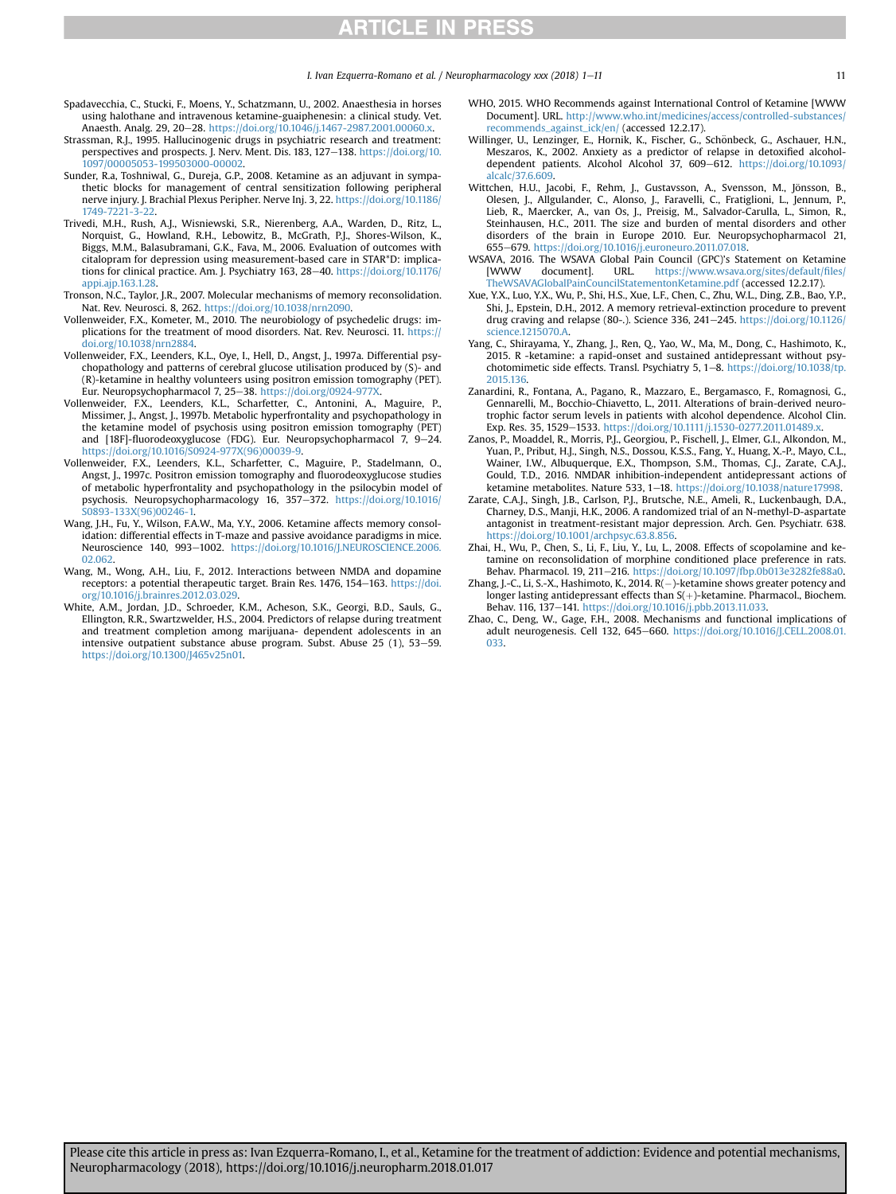Spadavecchia, C., Stucki, F., Moens, Y., Schatzmann, U., 2002. Anaesthesia in horses using halothane and intravenous ketamine-guaiphenesin: a clinical study. Vet. Anaesth. Analg. 29, 20–28. https://doi.org/10.1046/j.1467-2987.2001.00060.x.

Strassman, R.J., 1995. Hallucinogenic drugs in psychiatric research and treatment: perspectives and prospects. J. Nerv. Ment. Dis. 183, 127–138. https://doi.org/10.1097/00005053-199503000-00002.

Sunder, R.a, Toshniwal, G., Dureja, G.P., 2008. Ketamine as an adjuvant in sympathetic blocks for management of central sensitization following peripheral nerve injury. J. Brachial Plexus Peripher. Nerve Inj. 3, 22. https://doi.org/10.1186/1749-7221-3-22.

Trivedi, M.H., Rush, A.J., Wisniewski, S.R., Nierenberg, A.A., Warden, D., Ritz, L., Norquist, G., Howland, R.H., Lebowitz, B., McGrath, P.J., Shores-Wilson, K., Biggs, M.M., Balasubramani, G.K., Fava, M., 2006. Evaluation of outcomes with citalopram for depression using measurement-based care in STAR*D: implications for clinical practice. Am. J. Psychiatry 163, 28–40. https://doi.org/10.1176/appi.ajp.163.1.28.

Tronson, N.C., Taylor, J.R., 2007. Molecular mechanisms of memory reconsolidation. Nat. Rev. Neurosci. 8, 262. https://doi.org/10.1038/nrn2090.

Vollenweider, F.X., Kometer, M., 2010. The neurobiology of psychedelic drugs: implications for the treatment of mood disorders. Nat. Rev. Neurosci. 11. https://doi.org/10.1038/nrn2884.

Vollenweider, F.X., Leenders, K.L., Oye, I., Hell, D., Angst, J., 1997a. Differential psychopathology and patterns of cerebral glucose utilisation produced by (S)- and (R)-ketamine in healthy volunteers using positron emission tomography (PET). Eur. Neuropsychopharmacol 7, 25–38. https://doi.org/0924-977X.

Vollenweider, F.X., Leenders, K.L., Scharfetter, C., Antonini, A., Maguire, P., Missimer, J., Angst, J., 1997b. Metabolic hyperfrontality and psychopathology in the ketamine model of psychosis using positron emission tomography (PET) and [18F]-fluorodeoxyglucose (FDG). Eur. Neuropsychopharmacol 7, 9–24. https://doi.org/10.1016/S0924-977X(96)00039-9.

Vollenweider, F.X., Leenders, K.L., Scharfetter, C., Maguire, P., Stadelmann, O., Angst, J., 1997c. Positron emission tomography and fluorodeoxyglucose studies of metabolic hyperfrontality and psychopathology in the psilocybin model of psychosis. Neuropsychopharmacology 16, 357–372. https://doi.org/10.1016/S0893-133X(96)00246-1.

Wang, J.H., Fu, Y., Wilson, F.A.W., Ma, Y.Y., 2006. Ketamine affects memory consolidation: differential effects in T-maze and passive avoidance paradigms in mice. Neuroscience 140, 993–1002. https://doi.org/10.1016/J.NEUROSCIENCE.2006.02.062.

Wang, M., Wong, A.H., Liu, F., 2012. Interactions between NMDA and dopamine receptors: a potential therapeutic target. Brain Res. 1476, 154–163. https://doi.org/10.1016/j.brainres.2012.03.029.

White, A.M., Jordan, J.D., Schroeder, K.M., Acheson, S.K., Georgi, B.D., Sauls, G., Ellington, R.R., Swartzwelder, H.S., 2004. Predictors of relapse during treatment and treatment completion among marijuana- dependent adolescents in an intensive outpatient substance abuse program. Subst. Abuse 25 (1), 53–59. https://doi.org/10.1300/J465v25n01.

WHO, 2015. WHO Recommends against International Control of Ketamine [WWW Document]. URL. http://www.who.int/medicines/access/controlled-substances/recommends_against_ick/en/ (accessed 12.2.17).

Willinger, U., Lenzinger, E., Hornik, K., Fischer, G., Schönbeck, G., Aschauer, H.N., Meszaros, K., 2002. Anxiety as a predictor of relapse in detoxified alcohol-dependent patients. Alcohol Alcohol 37, 609–612. https://doi.org/10.1093/alcalc/37.6.609.

Wittchen, H.U., Jacobi, F., Rehm, J., Gustavsson, A., Svensson, M., Jönsson, B., Olesen, J., Allgulander, C., Alonso, J., Faravelli, C., Fratiglioni, L., Jennum, P., Lieb, R., Maercker, A., van Os, J., Preisig, M., Salvador-Carulla, L., Simon, R., Steinhausen, H.C., 2011. The size and burden of mental disorders and other disorders of the brain in Europe 2010. Eur. Neuropsychopharmacol 21, 655–679. https://doi.org/10.1016/j.euroneuro.2011.07.018.

WSAVA, 2016. The WSAVA Global Pain Council (GPC)'s Statement on Ketamine [WWW Document]. URL. https://www.wsava.org/sites/default/files/TheWSAVAGlobalPainCouncilStatementonKetamine.pdf (accessed 12.2.17).

Xue, Y.X., Luo, Y.X., Wu, P., Shi, H.S., Xue, L.F., Chen, C., Zhu, W.L., Ding, Z.B., Bao, Y.P., Shi, J., Epstein, D.H., 2012. A memory retrieval-extinction procedure to prevent drug craving and relapse (80-.). Science 336, 241–245. https://doi.org/10.1126/science.1215070.A.

Yang, C., Shirayama, Y., Zhang, J., Ren, Q., Yao, W., Ma, M., Dong, C., Hashimoto, K., 2015. R -ketamine: a rapid-onset and sustained antidepressant without psychotomimetic side effects. Transl. Psychiatry 5, 1–8. https://doi.org/10.1038/tp.2015.136.

Zanardini, R., Fontana, A., Pagano, R., Mazzaro, E., Bergamasco, F., Romagnosi, G., Gennarelli, M., Bocchio-Chiavetto, L., 2011. Alterations of brain-derived neurotrophic factor serum levels in patients with alcohol dependence. Alcohol Clin. Exp. Res. 35, 1529–1533. https://doi.org/10.1111/j.1530-0277.2011.01489.x.

Zanos, P., Moaddel, R., Morris, P.J., Georgiou, P., Fischell, J., Elmer, G.I., Alkondon, M., Yuan, P., Pribut, H.J., Singh, N.S., Dossou, K.S.S., Fang, Y., Huang, X.-P., Mayo, C.L., Wainer, I.W., Albuquerque, E.X., Thompson, S.M., Thomas, C.J., Zarate, C.A.J., Gould, T.D., 2016. NMDAR inhibition-independent antidepressant actions of ketamine metabolites. Nature 533, 1–18. https://doi.org/10.1038/nature17998.

Zarate, C.A.J., Singh, J.B., Carlson, P.J., Brutsche, N.E., Ameli, R., Luckenbaugh, D.A., Charney, D.S., Manji, H.K., 2006. A randomized trial of an N-methyl-D-aspartate antagonist in treatment-resistant major depression. Arch. Gen. Psychiatr. 638. https://doi.org/10.1001/archpsyc.63.8.856.

Zhai, H., Wu, P., Chen, S., Li, F., Liu, Y., Lu, L., 2008. Effects of scopolamine and ketamine on reconsolidation of morphine conditioned place preference in rats. Behav. Pharmacol. 19, 211–216. https://doi.org/10.1097/fbp.0b013e3282fe88a0.

Zhang, J.-C., Li, S.-X., Hashimoto, K., 2014. R(−)-ketamine shows greater potency and longer lasting antidepressant effects than S(+)-ketamine. Pharmacol., Biochem. Behav. 116, 137–141. https://doi.org/10.1016/j.pbb.2013.11.033.

Zhao, C., Deng, W., Gage, F.H., 2008. Mechanisms and functional implications of adult neurogenesis. Cell 132, 645–660. https://doi.org/10.1016/J.CELL.2008.01.033.